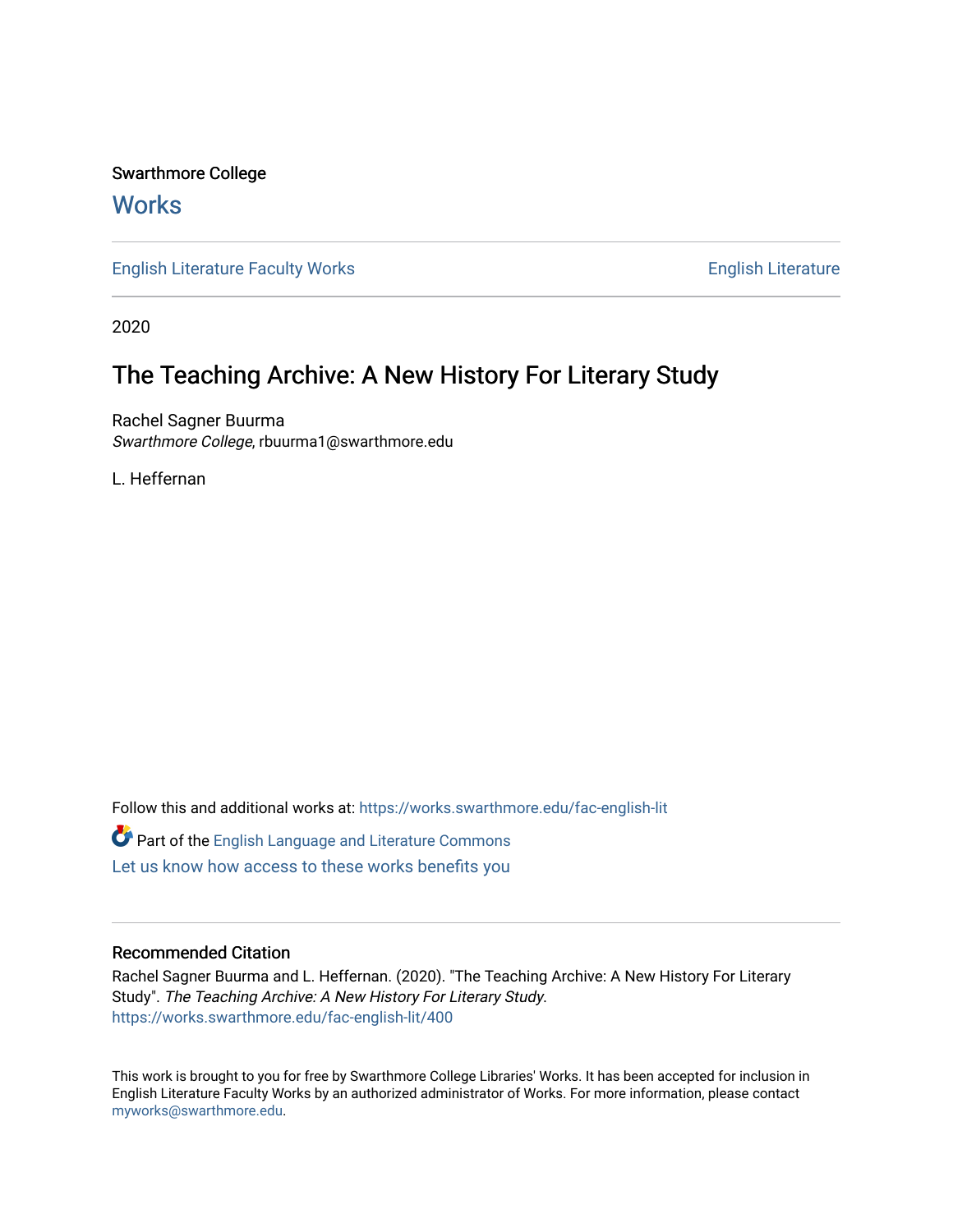Swarthmore College

# Works

English Literature Faculty Works

English Literature

2020

## The Teaching Archive: A New History For Literary Study

Rachel Sagner Buurma
*Swarthmore College*, rbuurma1@swarthmore.edu

L. Heffernan

Follow this and additional works at: https://works.swarthmore.edu/fac-english-lit

Part of the English Language and Literature Commons

Let us know how access to these works benefits you

### Recommended Citation

Rachel Sagner Buurma and L. Heffernan. (2020). "The Teaching Archive: A New History For Literary Study". *The Teaching Archive: A New History For Literary Study*.
https://works.swarthmore.edu/fac-english-lit/400

This work is brought to you for free by Swarthmore College Libraries' Works. It has been accepted for inclusion in English Literature Faculty Works by an authorized administrator of Works. For more information, please contact myworks@swarthmore.edu.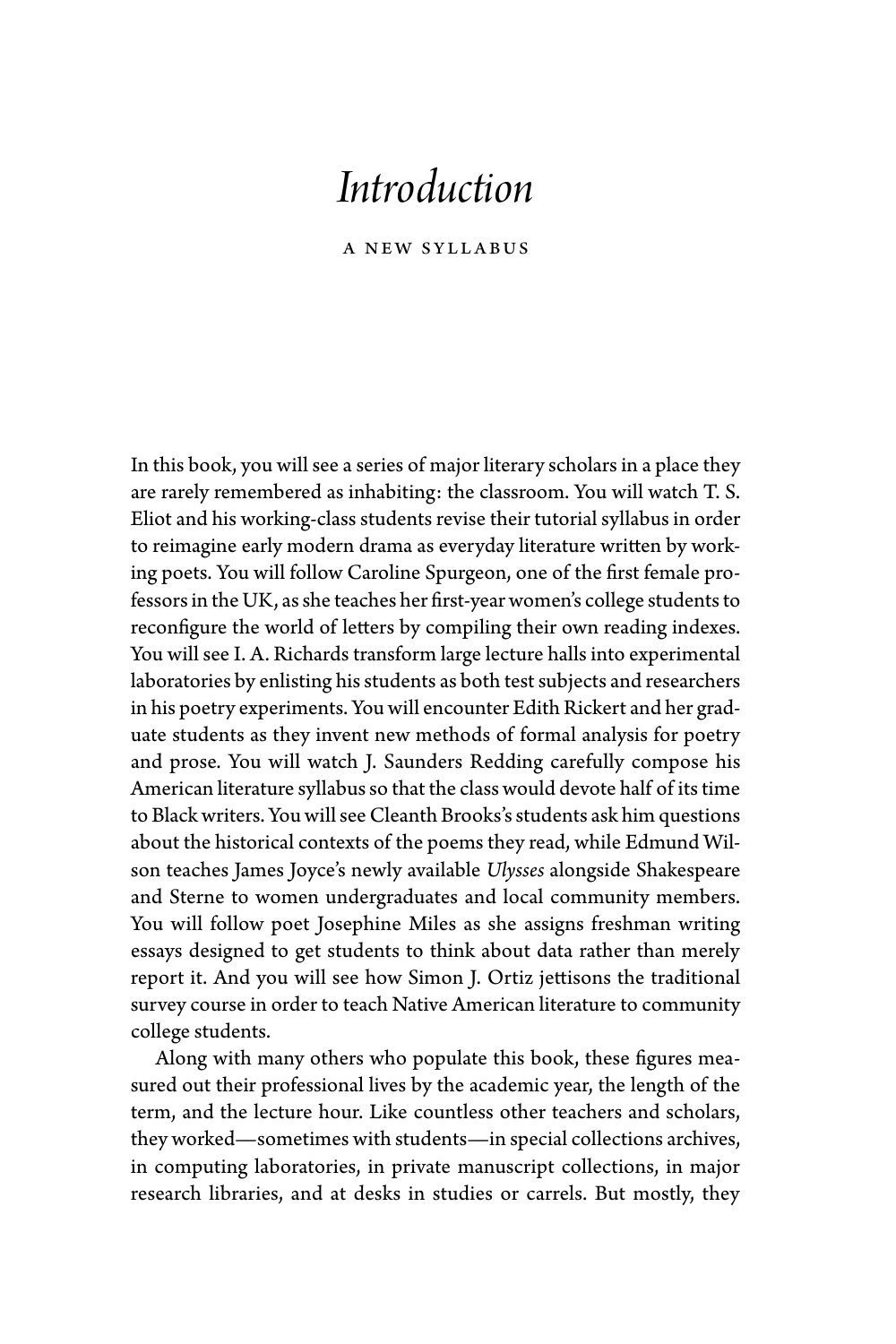# *Introduction*

A NEW SYLLABUS

In this book, you will see a series of major literary scholars in a place they are rarely remembered as inhabiting: the classroom. You will watch T. S. Eliot and his working-class students revise their tutorial syllabus in order to reimagine early modern drama as everyday literature written by working poets. You will follow Caroline Spurgeon, one of the first female professors in the UK, as she teaches her first-year women's college students to reconfigure the world of letters by compiling their own reading indexes. You will see I. A. Richards transform large lecture halls into experimental laboratories by enlisting his students as both test subjects and researchers in his poetry experiments. You will encounter Edith Rickert and her graduate students as they invent new methods of formal analysis for poetry and prose. You will watch J. Saunders Redding carefully compose his American literature syllabus so that the class would devote half of its time to Black writers. You will see Cleanth Brooks's students ask him questions about the historical contexts of the poems they read, while Edmund Wilson teaches James Joyce's newly available *Ulysses* alongside Shakespeare and Sterne to women undergraduates and local community members. You will follow poet Josephine Miles as she assigns freshman writing essays designed to get students to think about data rather than merely report it. And you will see how Simon J. Ortiz jettisons the traditional survey course in order to teach Native American literature to community college students.

Along with many others who populate this book, these figures measured out their professional lives by the academic year, the length of the term, and the lecture hour. Like countless other teachers and scholars, they worked—sometimes with students—in special collections archives, in computing laboratories, in private manuscript collections, in major research libraries, and at desks in studies or carrels. But mostly, they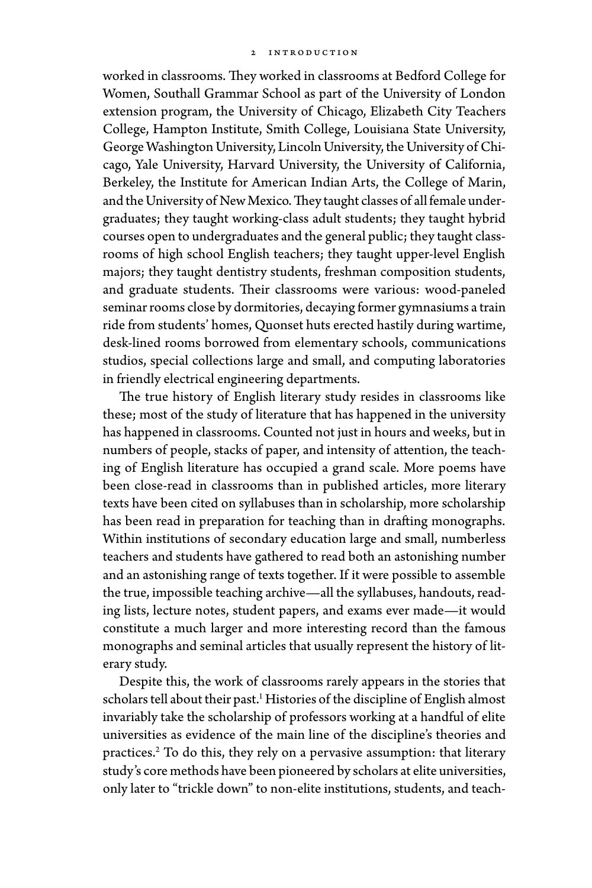worked in classrooms. They worked in classrooms at Bedford College for Women, Southall Grammar School as part of the University of London extension program, the University of Chicago, Elizabeth City Teachers College, Hampton Institute, Smith College, Louisiana State University, George Washington University, Lincoln University, the University of Chicago, Yale University, Harvard University, the University of California, Berkeley, the Institute for American Indian Arts, the College of Marin, and the University of New Mexico. They taught classes of all female undergraduates; they taught working-class adult students; they taught hybrid courses open to undergraduates and the general public; they taught classrooms of high school English teachers; they taught upper-level English majors; they taught dentistry students, freshman composition students, and graduate students. Their classrooms were various: wood-paneled seminar rooms close by dormitories, decaying former gymnasiums a train ride from students' homes, Quonset huts erected hastily during wartime, desk-lined rooms borrowed from elementary schools, communications studios, special collections large and small, and computing laboratories in friendly electrical engineering departments.

The true history of English literary study resides in classrooms like these; most of the study of literature that has happened in the university has happened in classrooms. Counted not just in hours and weeks, but in numbers of people, stacks of paper, and intensity of attention, the teaching of English literature has occupied a grand scale. More poems have been close-read in classrooms than in published articles, more literary texts have been cited on syllabuses than in scholarship, more scholarship has been read in preparation for teaching than in drafting monographs. Within institutions of secondary education large and small, numberless teachers and students have gathered to read both an astonishing number and an astonishing range of texts together. If it were possible to assemble the true, impossible teaching archive—all the syllabuses, handouts, reading lists, lecture notes, student papers, and exams ever made—it would constitute a much larger and more interesting record than the famous monographs and seminal articles that usually represent the history of literary study.

Despite this, the work of classrooms rarely appears in the stories that scholars tell about their past.[1] Histories of the discipline of English almost invariably take the scholarship of professors working at a handful of elite universities as evidence of the main line of the discipline's theories and practices.[2] To do this, they rely on a pervasive assumption: that literary study's core methods have been pioneered by scholars at elite universities, only later to "trickle down" to non-elite institutions, students, and teach-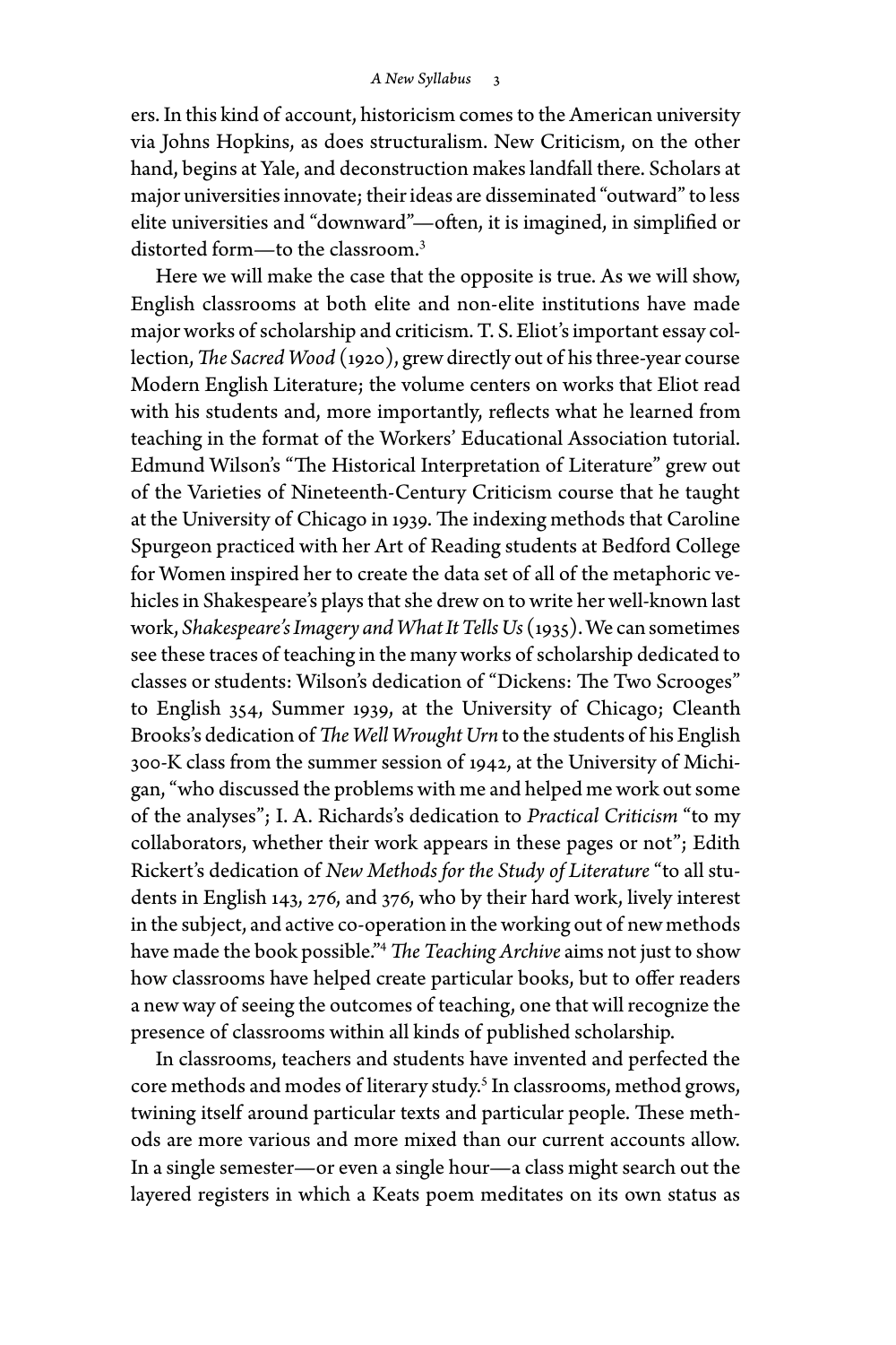ers. In this kind of account, historicism comes to the American university via Johns Hopkins, as does structuralism. New Criticism, on the other hand, begins at Yale, and deconstruction makes landfall there. Scholars at major universities innovate; their ideas are disseminated "outward" to less elite universities and "downward"—often, it is imagined, in simplified or distorted form—to the classroom.[3]

Here we will make the case that the opposite is true. As we will show, English classrooms at both elite and non-elite institutions have made major works of scholarship and criticism. T. S. Eliot's important essay collection, *The Sacred Wood* (1920), grew directly out of his three-year course Modern English Literature; the volume centers on works that Eliot read with his students and, more importantly, reflects what he learned from teaching in the format of the Workers' Educational Association tutorial. Edmund Wilson's "The Historical Interpretation of Literature" grew out of the Varieties of Nineteenth-Century Criticism course that he taught at the University of Chicago in 1939. The indexing methods that Caroline Spurgeon practiced with her Art of Reading students at Bedford College for Women inspired her to create the data set of all of the metaphoric vehicles in Shakespeare's plays that she drew on to write her well-known last work, *Shakespeare's Imagery and What It Tells Us* (1935). We can sometimes see these traces of teaching in the many works of scholarship dedicated to classes or students: Wilson's dedication of "Dickens: The Two Scrooges" to English 354, Summer 1939, at the University of Chicago; Cleanth Brooks's dedication of *The Well Wrought Urn* to the students of his English 300-K class from the summer session of 1942, at the University of Michigan, "who discussed the problems with me and helped me work out some of the analyses"; I. A. Richards's dedication to *Practical Criticism* "to my collaborators, whether their work appears in these pages or not"; Edith Rickert's dedication of *New Methods for the Study of Literature* "to all students in English 143, 276, and 376, who by their hard work, lively interest in the subject, and active co-operation in the working out of new methods have made the book possible."[4] *The Teaching Archive* aims not just to show how classrooms have helped create particular books, but to offer readers a new way of seeing the outcomes of teaching, one that will recognize the presence of classrooms within all kinds of published scholarship.

In classrooms, teachers and students have invented and perfected the core methods and modes of literary study.[5] In classrooms, method grows, twining itself around particular texts and particular people. These methods are more various and more mixed than our current accounts allow. In a single semester—or even a single hour—a class might search out the layered registers in which a Keats poem meditates on its own status as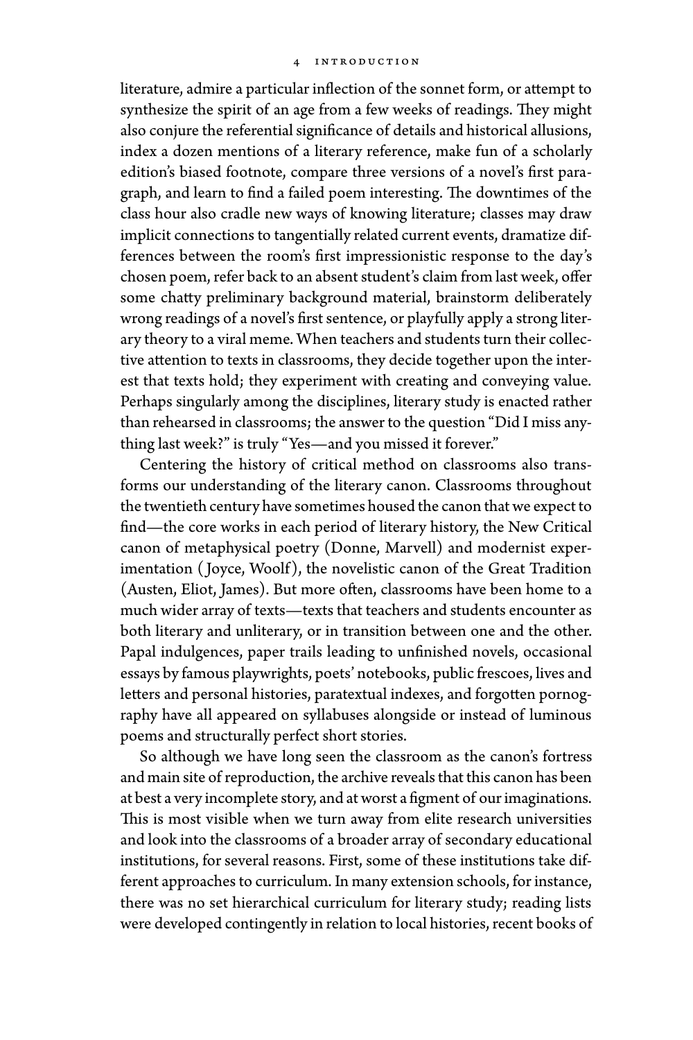literature, admire a particular inflection of the sonnet form, or attempt to synthesize the spirit of an age from a few weeks of readings. They might also conjure the referential significance of details and historical allusions, index a dozen mentions of a literary reference, make fun of a scholarly edition's biased footnote, compare three versions of a novel's first paragraph, and learn to find a failed poem interesting. The downtimes of the class hour also cradle new ways of knowing literature; classes may draw implicit connections to tangentially related current events, dramatize differences between the room's first impressionistic response to the day's chosen poem, refer back to an absent student's claim from last week, offer some chatty preliminary background material, brainstorm deliberately wrong readings of a novel's first sentence, or playfully apply a strong literary theory to a viral meme. When teachers and students turn their collective attention to texts in classrooms, they decide together upon the interest that texts hold; they experiment with creating and conveying value. Perhaps singularly among the disciplines, literary study is enacted rather than rehearsed in classrooms; the answer to the question "Did I miss anything last week?" is truly "Yes—and you missed it forever."

Centering the history of critical method on classrooms also transforms our understanding of the literary canon. Classrooms throughout the twentieth century have sometimes housed the canon that we expect to find—the core works in each period of literary history, the New Critical canon of metaphysical poetry (Donne, Marvell) and modernist experimentation (Joyce, Woolf), the novelistic canon of the Great Tradition (Austen, Eliot, James). But more often, classrooms have been home to a much wider array of texts—texts that teachers and students encounter as both literary and unliterary, or in transition between one and the other. Papal indulgences, paper trails leading to unfinished novels, occasional essays by famous playwrights, poets' notebooks, public frescoes, lives and letters and personal histories, paratextual indexes, and forgotten pornography have all appeared on syllabuses alongside or instead of luminous poems and structurally perfect short stories.

So although we have long seen the classroom as the canon's fortress and main site of reproduction, the archive reveals that this canon has been at best a very incomplete story, and at worst a figment of our imaginations. This is most visible when we turn away from elite research universities and look into the classrooms of a broader array of secondary educational institutions, for several reasons. First, some of these institutions take different approaches to curriculum. In many extension schools, for instance, there was no set hierarchical curriculum for literary study; reading lists were developed contingently in relation to local histories, recent books of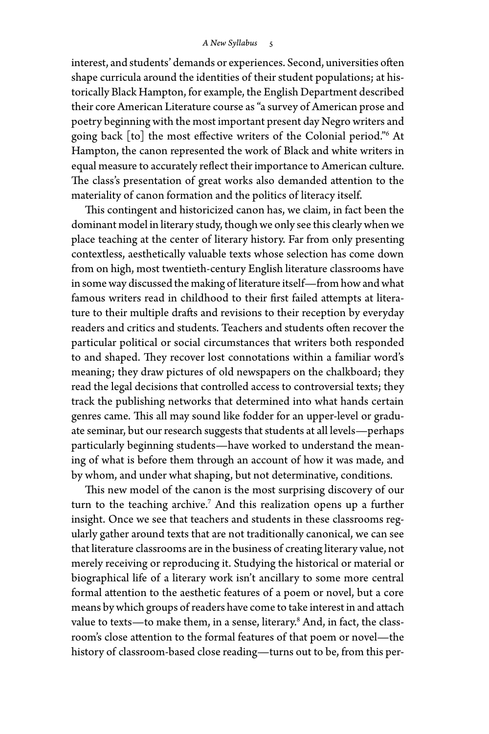interest, and students' demands or experiences. Second, universities often shape curricula around the identities of their student populations; at historically Black Hampton, for example, the English Department described their core American Literature course as "a survey of American prose and poetry beginning with the most important present day Negro writers and going back [to] the most effective writers of the Colonial period."[6] At Hampton, the canon represented the work of Black and white writers in equal measure to accurately reflect their importance to American culture. The class's presentation of great works also demanded attention to the materiality of canon formation and the politics of literacy itself.

This contingent and historicized canon has, we claim, in fact been the dominant model in literary study, though we only see this clearly when we place teaching at the center of literary history. Far from only presenting contextless, aesthetically valuable texts whose selection has come down from on high, most twentieth-century English literature classrooms have in some way discussed the making of literature itself—from how and what famous writers read in childhood to their first failed attempts at literature to their multiple drafts and revisions to their reception by everyday readers and critics and students. Teachers and students often recover the particular political or social circumstances that writers both responded to and shaped. They recover lost connotations within a familiar word's meaning; they draw pictures of old newspapers on the chalkboard; they read the legal decisions that controlled access to controversial texts; they track the publishing networks that determined into what hands certain genres came. This all may sound like fodder for an upper-level or graduate seminar, but our research suggests that students at all levels—perhaps particularly beginning students—have worked to understand the meaning of what is before them through an account of how it was made, and by whom, and under what shaping, but not determinative, conditions.

This new model of the canon is the most surprising discovery of our turn to the teaching archive.[7] And this realization opens up a further insight. Once we see that teachers and students in these classrooms regularly gather around texts that are not traditionally canonical, we can see that literature classrooms are in the business of creating literary value, not merely receiving or reproducing it. Studying the historical or material or biographical life of a literary work isn't ancillary to some more central formal attention to the aesthetic features of a poem or novel, but a core means by which groups of readers have come to take interest in and attach value to texts—to make them, in a sense, literary.[8] And, in fact, the classroom's close attention to the formal features of that poem or novel—the history of classroom-based close reading—turns out to be, from this per-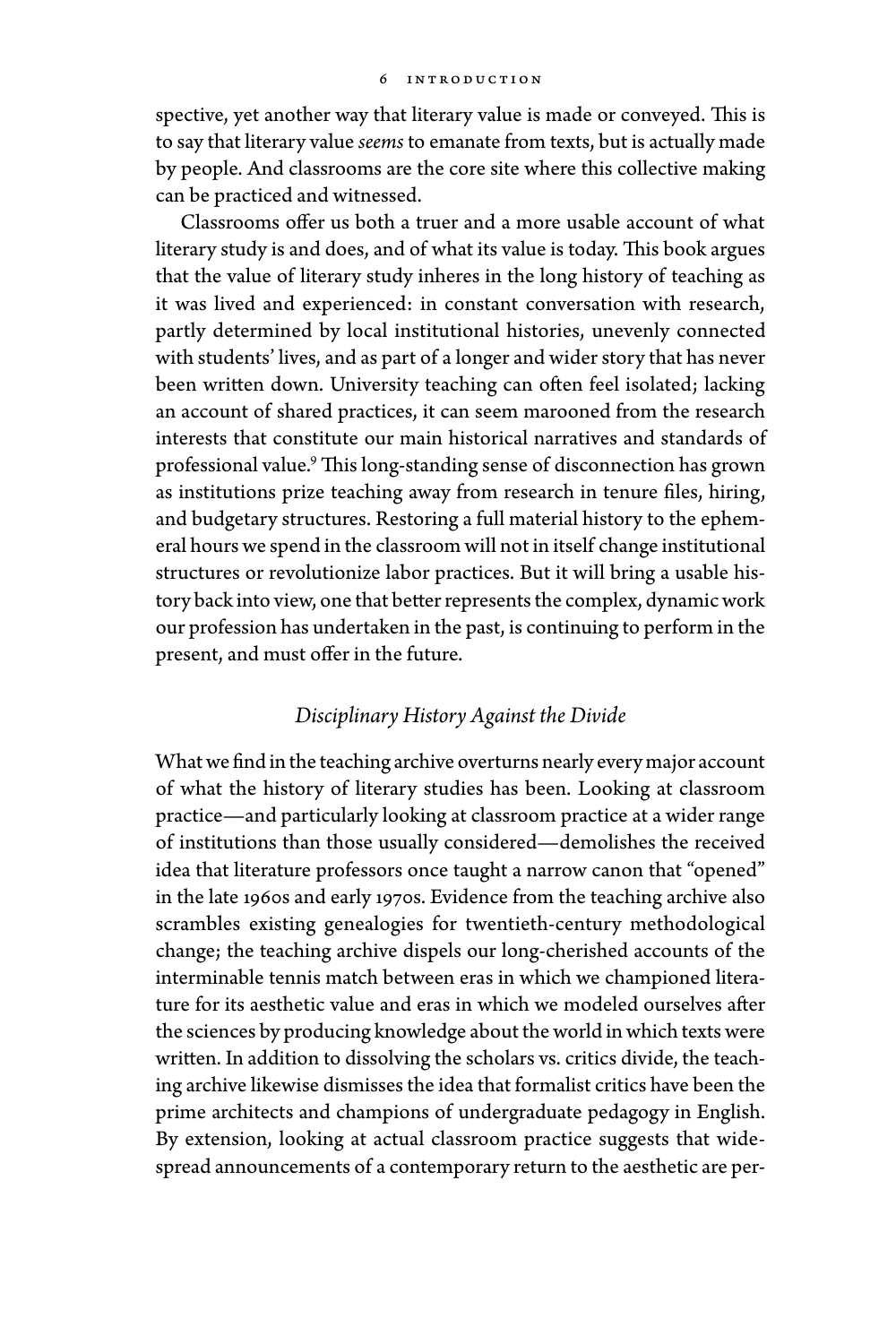spective, yet another way that literary value is made or conveyed. This is to say that literary value *seems* to emanate from texts, but is actually made by people. And classrooms are the core site where this collective making can be practiced and witnessed.

Classrooms offer us both a truer and a more usable account of what literary study is and does, and of what its value is today. This book argues that the value of literary study inheres in the long history of teaching as it was lived and experienced: in constant conversation with research, partly determined by local institutional histories, unevenly connected with students' lives, and as part of a longer and wider story that has never been written down. University teaching can often feel isolated; lacking an account of shared practices, it can seem marooned from the research interests that constitute our main historical narratives and standards of professional value.[9] This long-standing sense of disconnection has grown as institutions prize teaching away from research in tenure files, hiring, and budgetary structures. Restoring a full material history to the ephemeral hours we spend in the classroom will not in itself change institutional structures or revolutionize labor practices. But it will bring a usable history back into view, one that better represents the complex, dynamic work our profession has undertaken in the past, is continuing to perform in the present, and must offer in the future.

## *Disciplinary History Against the Divide*

What we find in the teaching archive overturns nearly every major account of what the history of literary studies has been. Looking at classroom practice—and particularly looking at classroom practice at a wider range of institutions than those usually considered—demolishes the received idea that literature professors once taught a narrow canon that "opened" in the late 1960s and early 1970s. Evidence from the teaching archive also scrambles existing genealogies for twentieth-century methodological change; the teaching archive dispels our long-cherished accounts of the interminable tennis match between eras in which we championed literature for its aesthetic value and eras in which we modeled ourselves after the sciences by producing knowledge about the world in which texts were written. In addition to dissolving the scholars vs. critics divide, the teaching archive likewise dismisses the idea that formalist critics have been the prime architects and champions of undergraduate pedagogy in English. By extension, looking at actual classroom practice suggests that widespread announcements of a contemporary return to the aesthetic are per-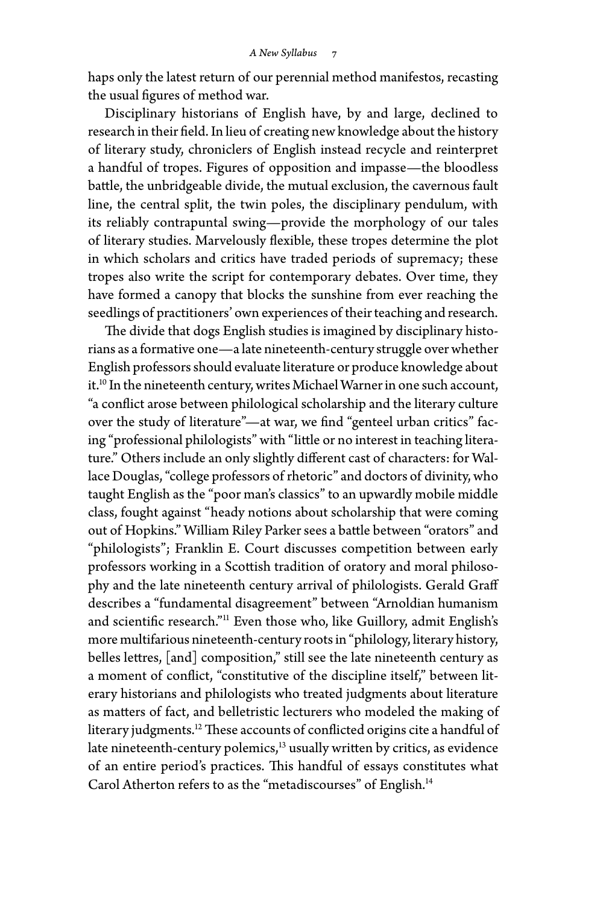haps only the latest return of our perennial method manifestos, recasting the usual figures of method war.

Disciplinary historians of English have, by and large, declined to research in their field. In lieu of creating new knowledge about the history of literary study, chroniclers of English instead recycle and reinterpret a handful of tropes. Figures of opposition and impasse—the bloodless battle, the unbridgeable divide, the mutual exclusion, the cavernous fault line, the central split, the twin poles, the disciplinary pendulum, with its reliably contrapuntal swing—provide the morphology of our tales of literary studies. Marvelously flexible, these tropes determine the plot in which scholars and critics have traded periods of supremacy; these tropes also write the script for contemporary debates. Over time, they have formed a canopy that blocks the sunshine from ever reaching the seedlings of practitioners' own experiences of their teaching and research.

The divide that dogs English studies is imagined by disciplinary historians as a formative one—a late nineteenth-century struggle over whether English professors should evaluate literature or produce knowledge about it.[10] In the nineteenth century, writes Michael Warner in one such account, "a conflict arose between philological scholarship and the literary culture over the study of literature"—at war, we find "genteel urban critics" facing "professional philologists" with "little or no interest in teaching literature." Others include an only slightly different cast of characters: for Wallace Douglas, "college professors of rhetoric" and doctors of divinity, who taught English as the "poor man's classics" to an upwardly mobile middle class, fought against "heady notions about scholarship that were coming out of Hopkins." William Riley Parker sees a battle between "orators" and "philologists"; Franklin E. Court discusses competition between early professors working in a Scottish tradition of oratory and moral philosophy and the late nineteenth century arrival of philologists. Gerald Graff describes a "fundamental disagreement" between "Arnoldian humanism and scientific research."[11] Even those who, like Guillory, admit English's more multifarious nineteenth-century roots in "philology, literary history, belles lettres, [and] composition," still see the late nineteenth century as a moment of conflict, "constitutive of the discipline itself," between literary historians and philologists who treated judgments about literature as matters of fact, and belletristic lecturers who modeled the making of literary judgments.[12] These accounts of conflicted origins cite a handful of late nineteenth-century polemics,[13] usually written by critics, as evidence of an entire period's practices. This handful of essays constitutes what Carol Atherton refers to as the "metadiscourses" of English.[14]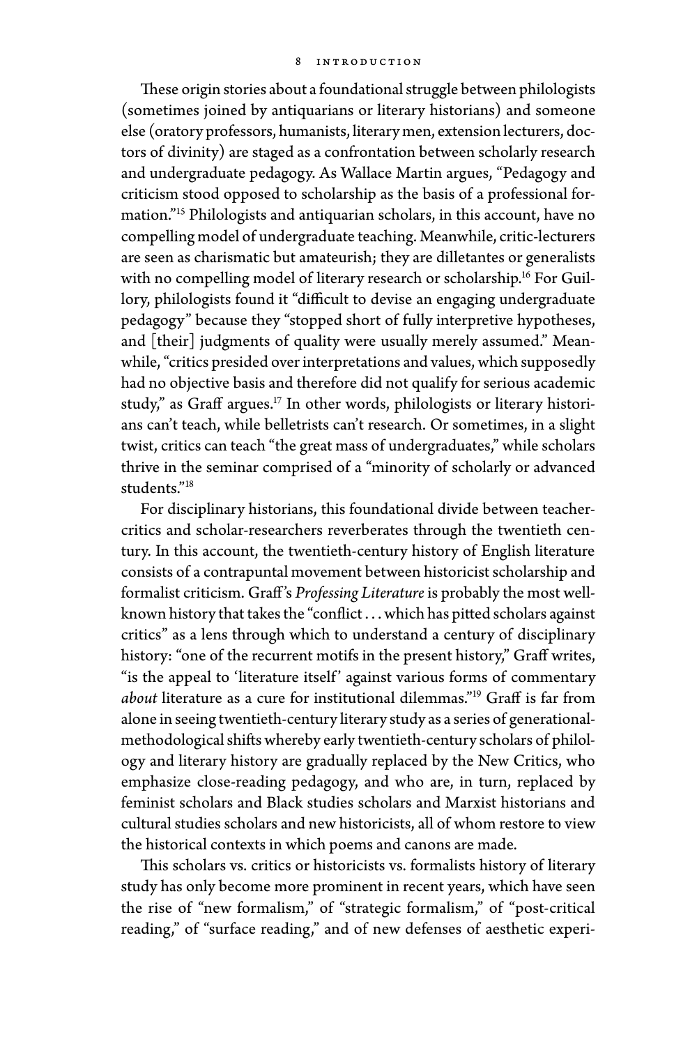These origin stories about a foundational struggle between philologists (sometimes joined by antiquarians or literary historians) and someone else (oratory professors, humanists, literary men, extension lecturers, doctors of divinity) are staged as a confrontation between scholarly research and undergraduate pedagogy. As Wallace Martin argues, "Pedagogy and criticism stood opposed to scholarship as the basis of a professional formation."[15] Philologists and antiquarian scholars, in this account, have no compelling model of undergraduate teaching. Meanwhile, critic-lecturers are seen as charismatic but amateurish; they are dilletantes or generalists with no compelling model of literary research or scholarship.[16] For Guillory, philologists found it "difficult to devise an engaging undergraduate pedagogy" because they "stopped short of fully interpretive hypotheses, and [their] judgments of quality were usually merely assumed." Meanwhile, "critics presided over interpretations and values, which supposedly had no objective basis and therefore did not qualify for serious academic study," as Graff argues.[17] In other words, philologists or literary historians can't teach, while belletrists can't research. Or sometimes, in a slight twist, critics can teach "the great mass of undergraduates," while scholars thrive in the seminar comprised of a "minority of scholarly or advanced students."[18]

For disciplinary historians, this foundational divide between teacher-critics and scholar-researchers reverberates through the twentieth century. In this account, the twentieth-century history of English literature consists of a contrapuntal movement between historicist scholarship and formalist criticism. Graff's *Professing Literature* is probably the most well-known history that takes the "conflict . . . which has pitted scholars against critics" as a lens through which to understand a century of disciplinary history: "one of the recurrent motifs in the present history," Graff writes, "is the appeal to 'literature itself' against various forms of commentary *about* literature as a cure for institutional dilemmas."[19] Graff is far from alone in seeing twentieth-century literary study as a series of generational-methodological shifts whereby early twentieth-century scholars of philology and literary history are gradually replaced by the New Critics, who emphasize close-reading pedagogy, and who are, in turn, replaced by feminist scholars and Black studies scholars and Marxist historians and cultural studies scholars and new historicists, all of whom restore to view the historical contexts in which poems and canons are made.

This scholars vs. critics or historicists vs. formalists history of literary study has only become more prominent in recent years, which have seen the rise of "new formalism," of "strategic formalism," of "post-critical reading," of "surface reading," and of new defenses of aesthetic experi-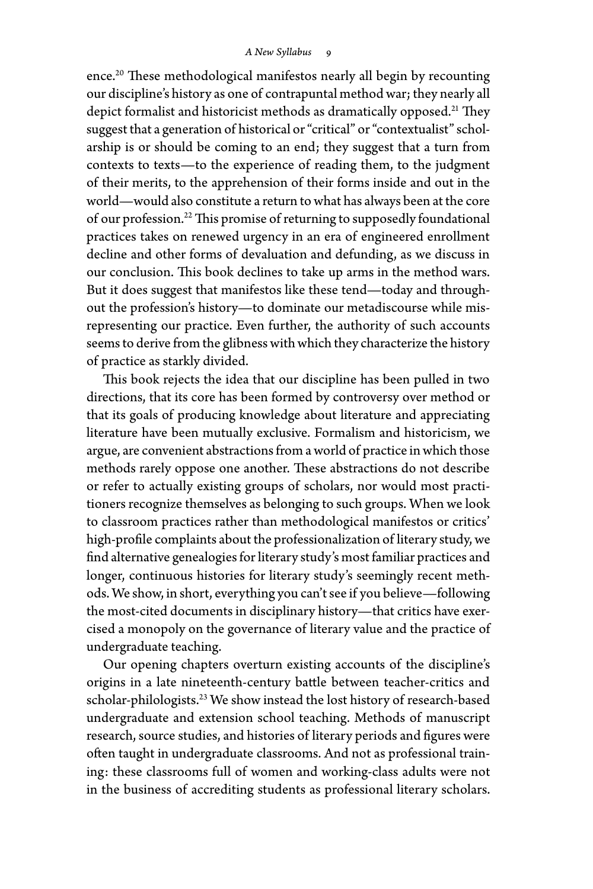ence.[20] These methodological manifestos nearly all begin by recounting our discipline's history as one of contrapuntal method war; they nearly all depict formalist and historicist methods as dramatically opposed.[21] They suggest that a generation of historical or "critical" or "contextualist" scholarship is or should be coming to an end; they suggest that a turn from contexts to texts—to the experience of reading them, to the judgment of their merits, to the apprehension of their forms inside and out in the world—would also constitute a return to what has always been at the core of our profession.[22] This promise of returning to supposedly foundational practices takes on renewed urgency in an era of engineered enrollment decline and other forms of devaluation and defunding, as we discuss in our conclusion. This book declines to take up arms in the method wars. But it does suggest that manifestos like these tend—today and throughout the profession's history—to dominate our metadiscourse while misrepresenting our practice. Even further, the authority of such accounts seems to derive from the glibness with which they characterize the history of practice as starkly divided.

This book rejects the idea that our discipline has been pulled in two directions, that its core has been formed by controversy over method or that its goals of producing knowledge about literature and appreciating literature have been mutually exclusive. Formalism and historicism, we argue, are convenient abstractions from a world of practice in which those methods rarely oppose one another. These abstractions do not describe or refer to actually existing groups of scholars, nor would most practitioners recognize themselves as belonging to such groups. When we look to classroom practices rather than methodological manifestos or critics' high-profile complaints about the professionalization of literary study, we find alternative genealogies for literary study's most familiar practices and longer, continuous histories for literary study's seemingly recent methods. We show, in short, everything you can't see if you believe—following the most-cited documents in disciplinary history—that critics have exercised a monopoly on the governance of literary value and the practice of undergraduate teaching.

Our opening chapters overturn existing accounts of the discipline's origins in a late nineteenth-century battle between teacher-critics and scholar-philologists.[23] We show instead the lost history of research-based undergraduate and extension school teaching. Methods of manuscript research, source studies, and histories of literary periods and figures were often taught in undergraduate classrooms. And not as professional training: these classrooms full of women and working-class adults were not in the business of accrediting students as professional literary scholars.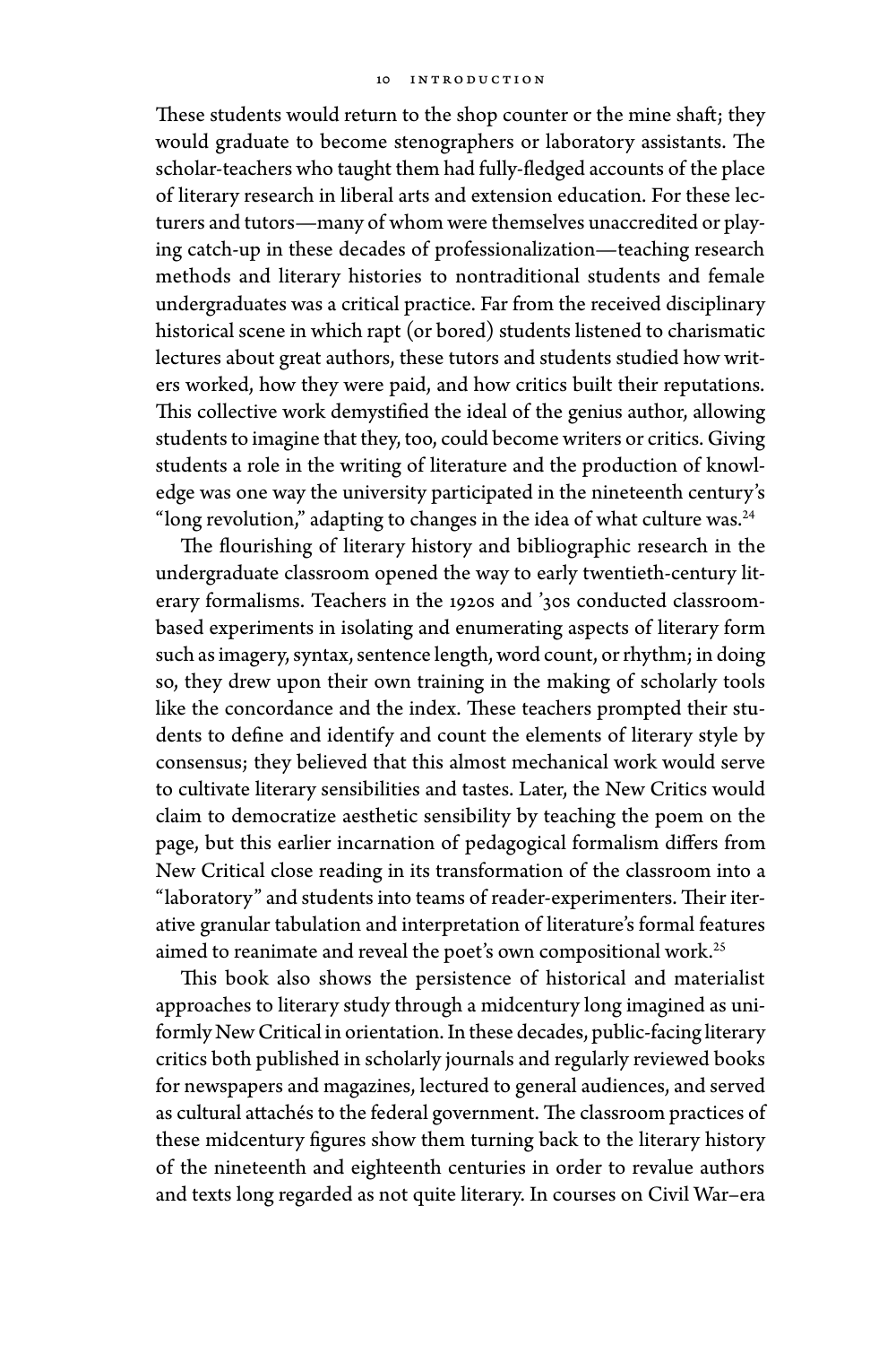These students would return to the shop counter or the mine shaft; they would graduate to become stenographers or laboratory assistants. The scholar-teachers who taught them had fully-fledged accounts of the place of literary research in liberal arts and extension education. For these lecturers and tutors—many of whom were themselves unaccredited or playing catch-up in these decades of professionalization—teaching research methods and literary histories to nontraditional students and female undergraduates was a critical practice. Far from the received disciplinary historical scene in which rapt (or bored) students listened to charismatic lectures about great authors, these tutors and students studied how writers worked, how they were paid, and how critics built their reputations. This collective work demystified the ideal of the genius author, allowing students to imagine that they, too, could become writers or critics. Giving students a role in the writing of literature and the production of knowledge was one way the university participated in the nineteenth century's "long revolution," adapting to changes in the idea of what culture was.[24]

The flourishing of literary history and bibliographic research in the undergraduate classroom opened the way to early twentieth-century literary formalisms. Teachers in the 1920s and '30s conducted classroom-based experiments in isolating and enumerating aspects of literary form such as imagery, syntax, sentence length, word count, or rhythm; in doing so, they drew upon their own training in the making of scholarly tools like the concordance and the index. These teachers prompted their students to define and identify and count the elements of literary style by consensus; they believed that this almost mechanical work would serve to cultivate literary sensibilities and tastes. Later, the New Critics would claim to democratize aesthetic sensibility by teaching the poem on the page, but this earlier incarnation of pedagogical formalism differs from New Critical close reading in its transformation of the classroom into a "laboratory" and students into teams of reader-experimenters. Their iterative granular tabulation and interpretation of literature's formal features aimed to reanimate and reveal the poet's own compositional work.[25]

This book also shows the persistence of historical and materialist approaches to literary study through a midcentury long imagined as uniformly New Critical in orientation. In these decades, public-facing literary critics both published in scholarly journals and regularly reviewed books for newspapers and magazines, lectured to general audiences, and served as cultural attachés to the federal government. The classroom practices of these midcentury figures show them turning back to the literary history of the nineteenth and eighteenth centuries in order to revalue authors and texts long regarded as not quite literary. In courses on Civil War–era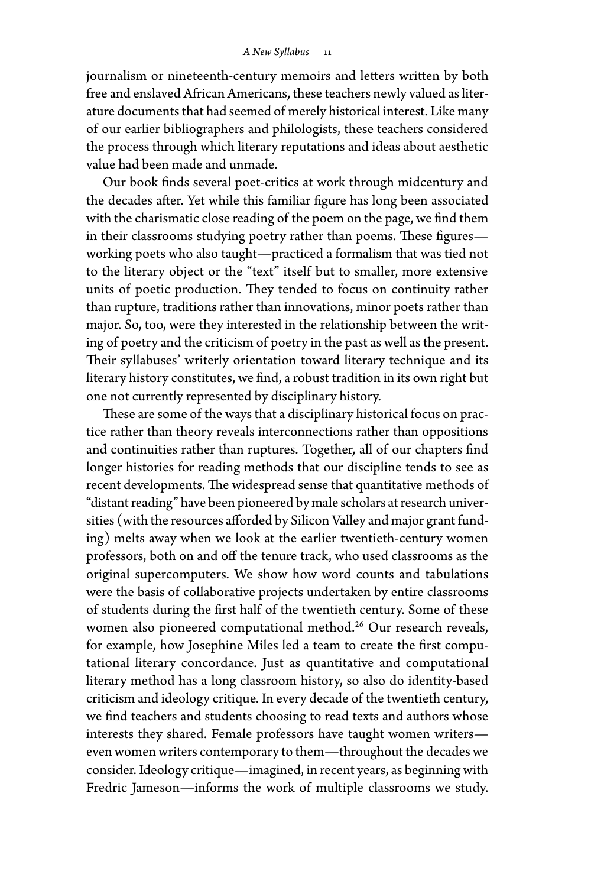journalism or nineteenth-century memoirs and letters written by both free and enslaved African Americans, these teachers newly valued as literature documents that had seemed of merely historical interest. Like many of our earlier bibliographers and philologists, these teachers considered the process through which literary reputations and ideas about aesthetic value had been made and unmade.

Our book finds several poet-critics at work through midcentury and the decades after. Yet while this familiar figure has long been associated with the charismatic close reading of the poem on the page, we find them in their classrooms studying poetry rather than poems. These figures—working poets who also taught—practiced a formalism that was tied not to the literary object or the "text" itself but to smaller, more extensive units of poetic production. They tended to focus on continuity rather than rupture, traditions rather than innovations, minor poets rather than major. So, too, were they interested in the relationship between the writing of poetry and the criticism of poetry in the past as well as the present. Their syllabuses' writerly orientation toward literary technique and its literary history constitutes, we find, a robust tradition in its own right but one not currently represented by disciplinary history.

These are some of the ways that a disciplinary historical focus on practice rather than theory reveals interconnections rather than oppositions and continuities rather than ruptures. Together, all of our chapters find longer histories for reading methods that our discipline tends to see as recent developments. The widespread sense that quantitative methods of "distant reading" have been pioneered by male scholars at research universities (with the resources afforded by Silicon Valley and major grant funding) melts away when we look at the earlier twentieth-century women professors, both on and off the tenure track, who used classrooms as the original supercomputers. We show how word counts and tabulations were the basis of collaborative projects undertaken by entire classrooms of students during the first half of the twentieth century. Some of these women also pioneered computational method.[26] Our research reveals, for example, how Josephine Miles led a team to create the first computational literary concordance. Just as quantitative and computational literary method has a long classroom history, so also do identity-based criticism and ideology critique. In every decade of the twentieth century, we find teachers and students choosing to read texts and authors whose interests they shared. Female professors have taught women writers—even women writers contemporary to them—throughout the decades we consider. Ideology critique—imagined, in recent years, as beginning with Fredric Jameson—informs the work of multiple classrooms we study.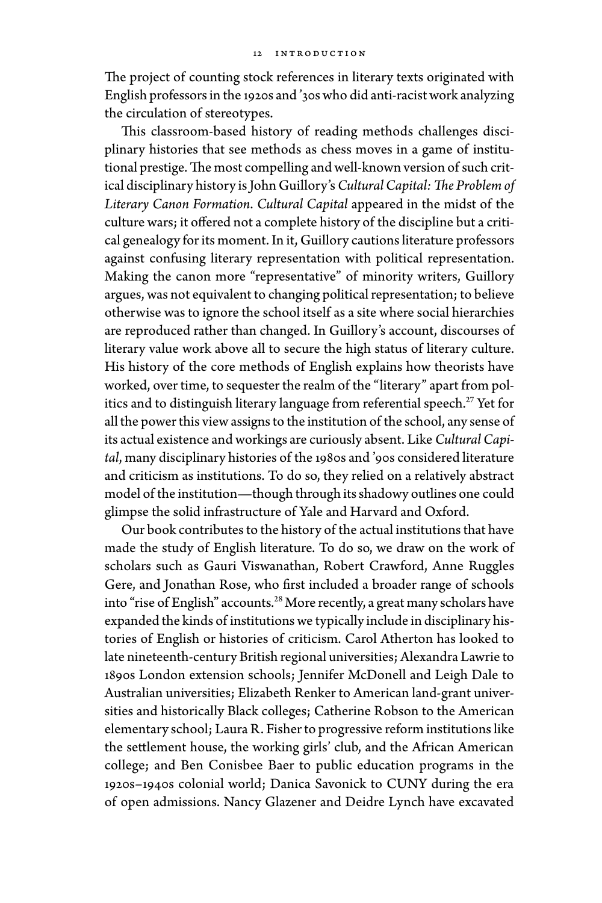The project of counting stock references in literary texts originated with English professors in the 1920s and '30s who did anti-racist work analyzing the circulation of stereotypes.

This classroom-based history of reading methods challenges disciplinary histories that see methods as chess moves in a game of institutional prestige. The most compelling and well-known version of such critical disciplinary history is John Guillory's *Cultural Capital: The Problem of Literary Canon Formation*. *Cultural Capital* appeared in the midst of the culture wars; it offered not a complete history of the discipline but a critical genealogy for its moment. In it, Guillory cautions literature professors against confusing literary representation with political representation. Making the canon more "representative" of minority writers, Guillory argues, was not equivalent to changing political representation; to believe otherwise was to ignore the school itself as a site where social hierarchies are reproduced rather than changed. In Guillory's account, discourses of literary value work above all to secure the high status of literary culture. His history of the core methods of English explains how theorists have worked, over time, to sequester the realm of the "literary" apart from politics and to distinguish literary language from referential speech.[27] Yet for all the power this view assigns to the institution of the school, any sense of its actual existence and workings are curiously absent. Like *Cultural Capital*, many disciplinary histories of the 1980s and '90s considered literature and criticism as institutions. To do so, they relied on a relatively abstract model of the institution—though through its shadowy outlines one could glimpse the solid infrastructure of Yale and Harvard and Oxford.

Our book contributes to the history of the actual institutions that have made the study of English literature. To do so, we draw on the work of scholars such as Gauri Viswanathan, Robert Crawford, Anne Ruggles Gere, and Jonathan Rose, who first included a broader range of schools into "rise of English" accounts.[28] More recently, a great many scholars have expanded the kinds of institutions we typically include in disciplinary histories of English or histories of criticism. Carol Atherton has looked to late nineteenth-century British regional universities; Alexandra Lawrie to 1890s London extension schools; Jennifer McDonell and Leigh Dale to Australian universities; Elizabeth Renker to American land-grant universities and historically Black colleges; Catherine Robson to the American elementary school; Laura R. Fisher to progressive reform institutions like the settlement house, the working girls' club, and the African American college; and Ben Conisbee Baer to public education programs in the 1920s–1940s colonial world; Danica Savonick to CUNY during the era of open admissions. Nancy Glazener and Deidre Lynch have excavated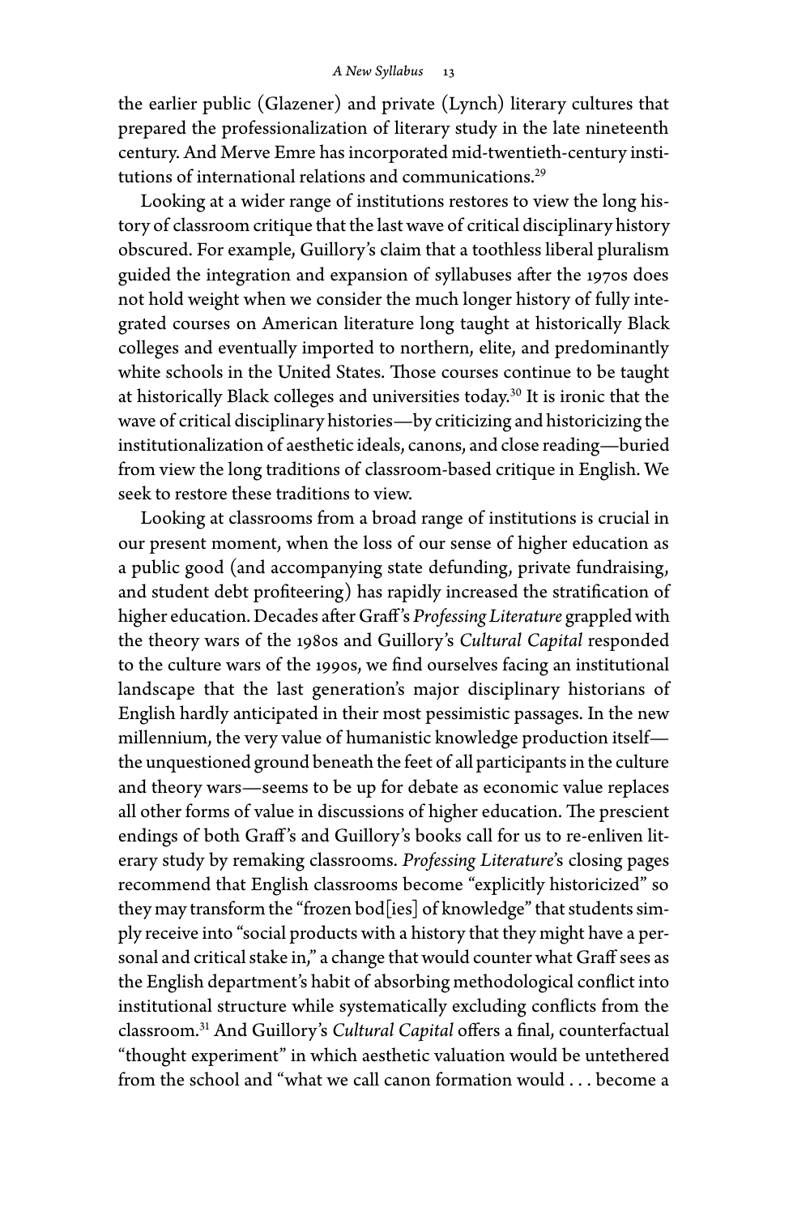the earlier public (Glazener) and private (Lynch) literary cultures that prepared the professionalization of literary study in the late nineteenth century. And Merve Emre has incorporated mid-twentieth-century institutions of international relations and communications.[29]

Looking at a wider range of institutions restores to view the long history of classroom critique that the last wave of critical disciplinary history obscured. For example, Guillory's claim that a toothless liberal pluralism guided the integration and expansion of syllabuses after the 1970s does not hold weight when we consider the much longer history of fully integrated courses on American literature long taught at historically Black colleges and eventually imported to northern, elite, and predominantly white schools in the United States. Those courses continue to be taught at historically Black colleges and universities today.[30] It is ironic that the wave of critical disciplinary histories—by criticizing and historicizing the institutionalization of aesthetic ideals, canons, and close reading—buried from view the long traditions of classroom-based critique in English. We seek to restore these traditions to view.

Looking at classrooms from a broad range of institutions is crucial in our present moment, when the loss of our sense of higher education as a public good (and accompanying state defunding, private fundraising, and student debt profiteering) has rapidly increased the stratification of higher education. Decades after Graff's *Professing Literature* grappled with the theory wars of the 1980s and Guillory's *Cultural Capital* responded to the culture wars of the 1990s, we find ourselves facing an institutional landscape that the last generation's major disciplinary historians of English hardly anticipated in their most pessimistic passages. In the new millennium, the very value of humanistic knowledge production itself—the unquestioned ground beneath the feet of all participants in the culture and theory wars—seems to be up for debate as economic value replaces all other forms of value in discussions of higher education. The prescient endings of both Graff's and Guillory's books call for us to re-enliven literary study by remaking classrooms. *Professing Literature*'s closing pages recommend that English classrooms become "explicitly historicized" so they may transform the "frozen bod[ies] of knowledge" that students simply receive into "social products with a history that they might have a personal and critical stake in," a change that would counter what Graff sees as the English department's habit of absorbing methodological conflict into institutional structure while systematically excluding conflicts from the classroom.[31] And Guillory's *Cultural Capital* offers a final, counterfactual "thought experiment" in which aesthetic valuation would be untethered from the school and "what we call canon formation would . . . become a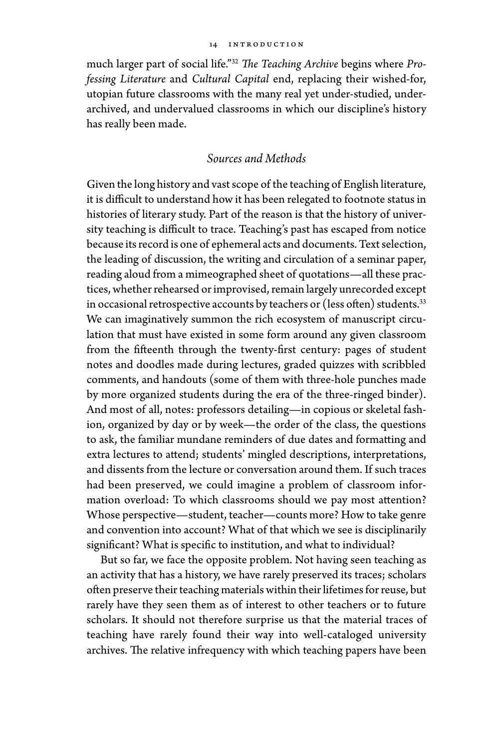much larger part of social life."[32] *The Teaching Archive* begins where *Professing Literature* and *Cultural Capital* end, replacing their wished-for, utopian future classrooms with the many real yet under-studied, under-archived, and undervalued classrooms in which our discipline's history has really been made.

### *Sources and Methods*

Given the long history and vast scope of the teaching of English literature, it is difficult to understand how it has been relegated to footnote status in histories of literary study. Part of the reason is that the history of university teaching is difficult to trace. Teaching's past has escaped from notice because its record is one of ephemeral acts and documents. Text selection, the leading of discussion, the writing and circulation of a seminar paper, reading aloud from a mimeographed sheet of quotations—all these practices, whether rehearsed or improvised, remain largely unrecorded except in occasional retrospective accounts by teachers or (less often) students.[33] We can imaginatively summon the rich ecosystem of manuscript circulation that must have existed in some form around any given classroom from the fifteenth through the twenty-first century: pages of student notes and doodles made during lectures, graded quizzes with scribbled comments, and handouts (some of them with three-hole punches made by more organized students during the era of the three-ringed binder). And most of all, notes: professors detailing—in copious or skeletal fashion, organized by day or by week—the order of the class, the questions to ask, the familiar mundane reminders of due dates and formatting and extra lectures to attend; students' mingled descriptions, interpretations, and dissents from the lecture or conversation around them. If such traces had been preserved, we could imagine a problem of classroom information overload: To which classrooms should we pay most attention? Whose perspective—student, teacher—counts more? How to take genre and convention into account? What of that which we see is disciplinarily significant? What is specific to institution, and what to individual?

But so far, we face the opposite problem. Not having seen teaching as an activity that has a history, we have rarely preserved its traces; scholars often preserve their teaching materials within their lifetimes for reuse, but rarely have they seen them as of interest to other teachers or to future scholars. It should not therefore surprise us that the material traces of teaching have rarely found their way into well-cataloged university archives. The relative infrequency with which teaching papers have been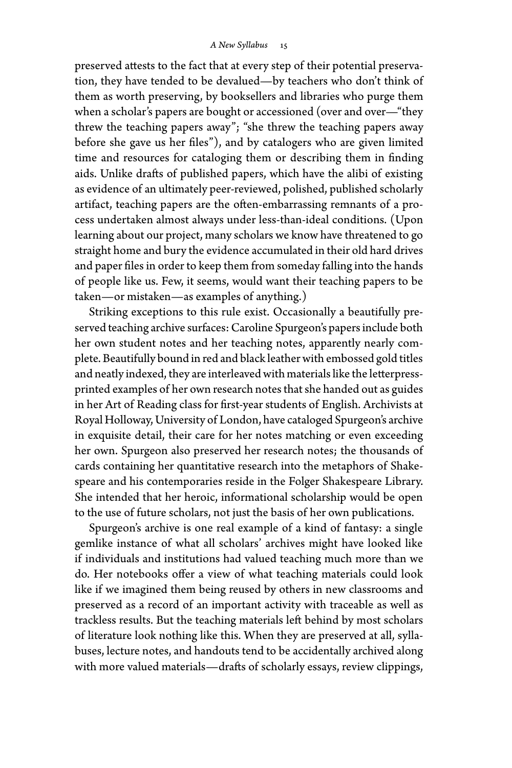preserved attests to the fact that at every step of their potential preservation, they have tended to be devalued—by teachers who don't think of them as worth preserving, by booksellers and libraries who purge them when a scholar's papers are bought or accessioned (over and over—"they threw the teaching papers away"; "she threw the teaching papers away before she gave us her files"), and by catalogers who are given limited time and resources for cataloging them or describing them in finding aids. Unlike drafts of published papers, which have the alibi of existing as evidence of an ultimately peer-reviewed, polished, published scholarly artifact, teaching papers are the often-embarrassing remnants of a process undertaken almost always under less-than-ideal conditions. (Upon learning about our project, many scholars we know have threatened to go straight home and bury the evidence accumulated in their old hard drives and paper files in order to keep them from someday falling into the hands of people like us. Few, it seems, would want their teaching papers to be taken—or mistaken—as examples of anything.)

Striking exceptions to this rule exist. Occasionally a beautifully preserved teaching archive surfaces: Caroline Spurgeon's papers include both her own student notes and her teaching notes, apparently nearly complete. Beautifully bound in red and black leather with embossed gold titles and neatly indexed, they are interleaved with materials like the letterpress-printed examples of her own research notes that she handed out as guides in her Art of Reading class for first-year students of English. Archivists at Royal Holloway, University of London, have cataloged Spurgeon's archive in exquisite detail, their care for her notes matching or even exceeding her own. Spurgeon also preserved her research notes; the thousands of cards containing her quantitative research into the metaphors of Shakespeare and his contemporaries reside in the Folger Shakespeare Library. She intended that her heroic, informational scholarship would be open to the use of future scholars, not just the basis of her own publications.

Spurgeon's archive is one real example of a kind of fantasy: a single gemlike instance of what all scholars' archives might have looked like if individuals and institutions had valued teaching much more than we do. Her notebooks offer a view of what teaching materials could look like if we imagined them being reused by others in new classrooms and preserved as a record of an important activity with traceable as well as trackless results. But the teaching materials left behind by most scholars of literature look nothing like this. When they are preserved at all, syllabuses, lecture notes, and handouts tend to be accidentally archived along with more valued materials—drafts of scholarly essays, review clippings,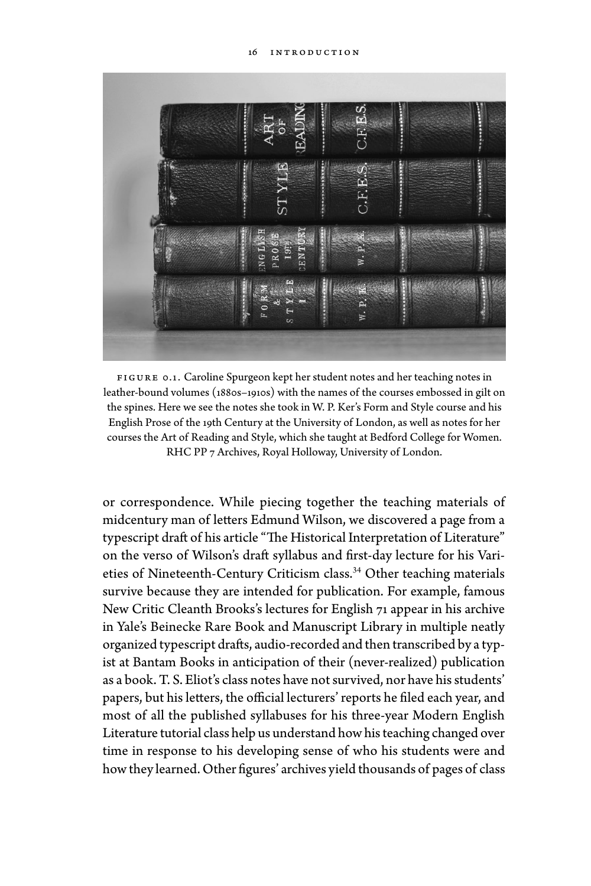FIGURE 0.1. Caroline Spurgeon kept her student notes and her teaching notes in leather-bound volumes (1880s–1910s) with the names of the courses embossed in gilt on the spines. Here we see the notes she took in W. P. Ker's Form and Style course and his English Prose of the 19th Century at the University of London, as well as notes for her courses the Art of Reading and Style, which she taught at Bedford College for Women. RHC PP 7 Archives, Royal Holloway, University of London.

or correspondence. While piecing together the teaching materials of midcentury man of letters Edmund Wilson, we discovered a page from a typescript draft of his article "The Historical Interpretation of Literature" on the verso of Wilson's draft syllabus and first-day lecture for his Varieties of Nineteenth-Century Criticism class.[34] Other teaching materials survive because they are intended for publication. For example, famous New Critic Cleanth Brooks's lectures for English 71 appear in his archive in Yale's Beinecke Rare Book and Manuscript Library in multiple neatly organized typescript drafts, audio-recorded and then transcribed by a typist at Bantam Books in anticipation of their (never-realized) publication as a book. T. S. Eliot's class notes have not survived, nor have his students' papers, but his letters, the official lecturers' reports he filed each year, and most of all the published syllabuses for his three-year Modern English Literature tutorial class help us understand how his teaching changed over time in response to his developing sense of who his students were and how they learned. Other figures' archives yield thousands of pages of class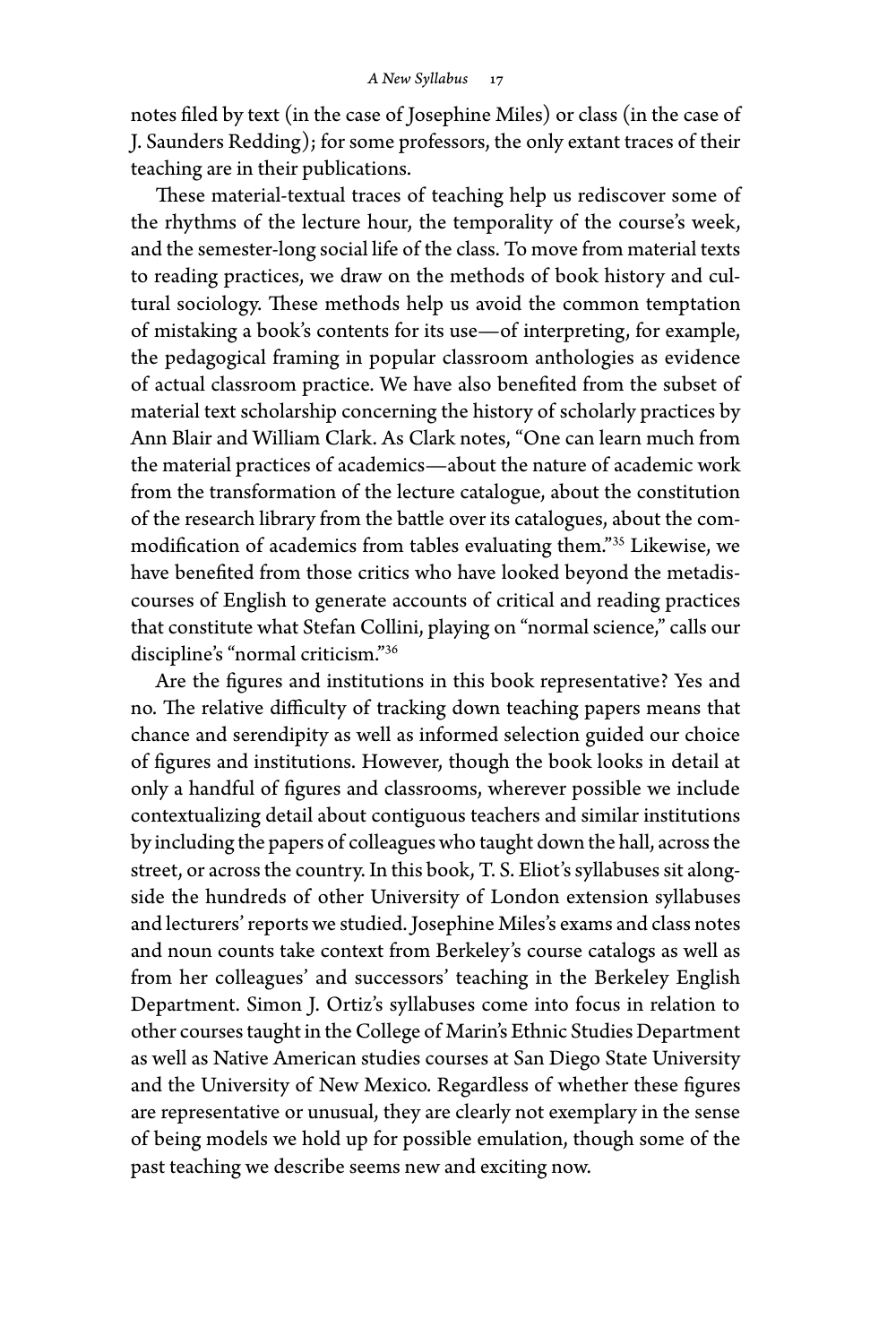notes filed by text (in the case of Josephine Miles) or class (in the case of J. Saunders Redding); for some professors, the only extant traces of their teaching are in their publications.

These material-textual traces of teaching help us rediscover some of the rhythms of the lecture hour, the temporality of the course's week, and the semester-long social life of the class. To move from material texts to reading practices, we draw on the methods of book history and cultural sociology. These methods help us avoid the common temptation of mistaking a book's contents for its use—of interpreting, for example, the pedagogical framing in popular classroom anthologies as evidence of actual classroom practice. We have also benefited from the subset of material text scholarship concerning the history of scholarly practices by Ann Blair and William Clark. As Clark notes, "One can learn much from the material practices of academics—about the nature of academic work from the transformation of the lecture catalogue, about the constitution of the research library from the battle over its catalogues, about the commodification of academics from tables evaluating them."[35] Likewise, we have benefited from those critics who have looked beyond the metadiscourses of English to generate accounts of critical and reading practices that constitute what Stefan Collini, playing on "normal science," calls our discipline's "normal criticism."[36]

Are the figures and institutions in this book representative? Yes and no. The relative difficulty of tracking down teaching papers means that chance and serendipity as well as informed selection guided our choice of figures and institutions. However, though the book looks in detail at only a handful of figures and classrooms, wherever possible we include contextualizing detail about contiguous teachers and similar institutions by including the papers of colleagues who taught down the hall, across the street, or across the country. In this book, T. S. Eliot's syllabuses sit alongside the hundreds of other University of London extension syllabuses and lecturers' reports we studied. Josephine Miles's exams and class notes and noun counts take context from Berkeley's course catalogs as well as from her colleagues' and successors' teaching in the Berkeley English Department. Simon J. Ortiz's syllabuses come into focus in relation to other courses taught in the College of Marin's Ethnic Studies Department as well as Native American studies courses at San Diego State University and the University of New Mexico. Regardless of whether these figures are representative or unusual, they are clearly not exemplary in the sense of being models we hold up for possible emulation, though some of the past teaching we describe seems new and exciting now.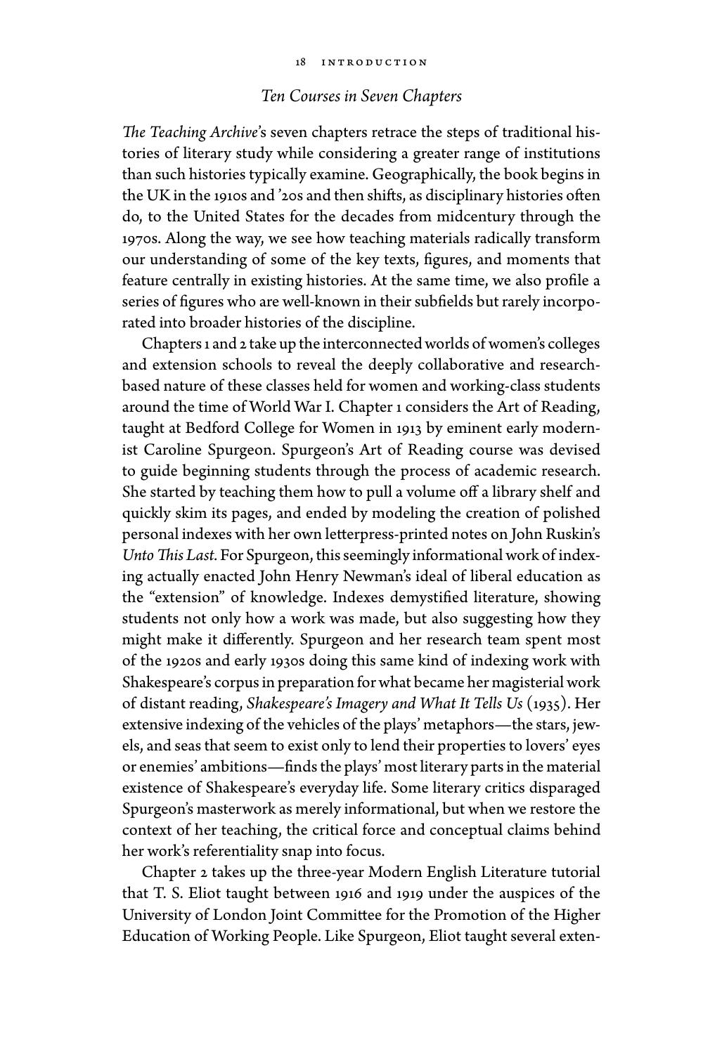### *Ten Courses in Seven Chapters*

*The Teaching Archive*'s seven chapters retrace the steps of traditional histories of literary study while considering a greater range of institutions than such histories typically examine. Geographically, the book begins in the UK in the 1910s and '20s and then shifts, as disciplinary histories often do, to the United States for the decades from midcentury through the 1970s. Along the way, we see how teaching materials radically transform our understanding of some of the key texts, figures, and moments that feature centrally in existing histories. At the same time, we also profile a series of figures who are well-known in their subfields but rarely incorporated into broader histories of the discipline.

Chapters 1 and 2 take up the interconnected worlds of women's colleges and extension schools to reveal the deeply collaborative and research-based nature of these classes held for women and working-class students around the time of World War I. Chapter 1 considers the Art of Reading, taught at Bedford College for Women in 1913 by eminent early modernist Caroline Spurgeon. Spurgeon's Art of Reading course was devised to guide beginning students through the process of academic research. She started by teaching them how to pull a volume off a library shelf and quickly skim its pages, and ended by modeling the creation of polished personal indexes with her own letterpress-printed notes on John Ruskin's *Unto This Last*. For Spurgeon, this seemingly informational work of indexing actually enacted John Henry Newman's ideal of liberal education as the "extension" of knowledge. Indexes demystified literature, showing students not only how a work was made, but also suggesting how they might make it differently. Spurgeon and her research team spent most of the 1920s and early 1930s doing this same kind of indexing work with Shakespeare's corpus in preparation for what became her magisterial work of distant reading, *Shakespeare's Imagery and What It Tells Us* (1935). Her extensive indexing of the vehicles of the plays' metaphors—the stars, jewels, and seas that seem to exist only to lend their properties to lovers' eyes or enemies' ambitions—finds the plays' most literary parts in the material existence of Shakespeare's everyday life. Some literary critics disparaged Spurgeon's masterwork as merely informational, but when we restore the context of her teaching, the critical force and conceptual claims behind her work's referentiality snap into focus.

Chapter 2 takes up the three-year Modern English Literature tutorial that T. S. Eliot taught between 1916 and 1919 under the auspices of the University of London Joint Committee for the Promotion of the Higher Education of Working People. Like Spurgeon, Eliot taught several exten-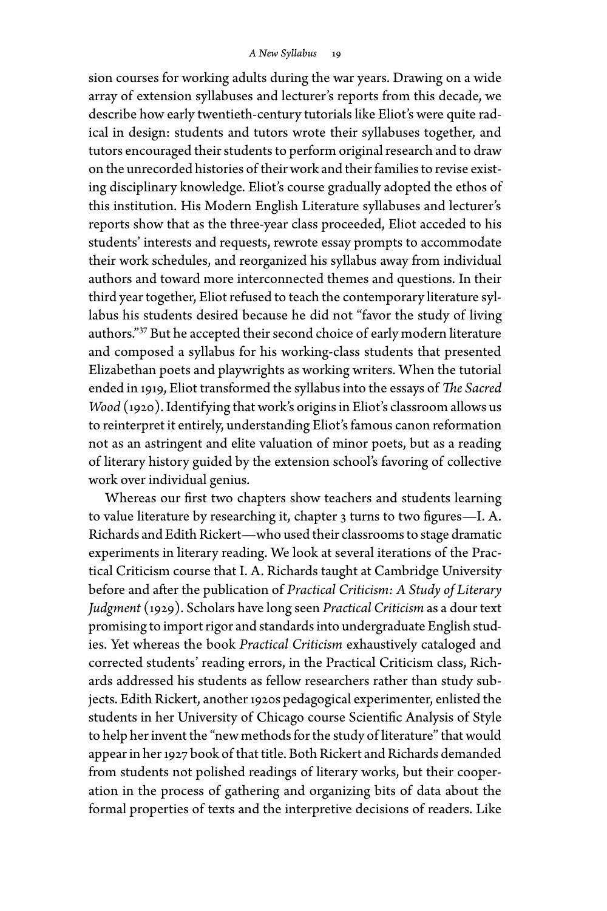sion courses for working adults during the war years. Drawing on a wide array of extension syllabuses and lecturer's reports from this decade, we describe how early twentieth-century tutorials like Eliot's were quite radical in design: students and tutors wrote their syllabuses together, and tutors encouraged their students to perform original research and to draw on the unrecorded histories of their work and their families to revise existing disciplinary knowledge. Eliot's course gradually adopted the ethos of this institution. His Modern English Literature syllabuses and lecturer's reports show that as the three-year class proceeded, Eliot acceded to his students' interests and requests, rewrote essay prompts to accommodate their work schedules, and reorganized his syllabus away from individual authors and toward more interconnected themes and questions. In their third year together, Eliot refused to teach the contemporary literature syllabus his students desired because he did not "favor the study of living authors."[37] But he accepted their second choice of early modern literature and composed a syllabus for his working-class students that presented Elizabethan poets and playwrights as working writers. When the tutorial ended in 1919, Eliot transformed the syllabus into the essays of *The Sacred Wood* (1920). Identifying that work's origins in Eliot's classroom allows us to reinterpret it entirely, understanding Eliot's famous canon reformation not as an astringent and elite valuation of minor poets, but as a reading of literary history guided by the extension school's favoring of collective work over individual genius.

Whereas our first two chapters show teachers and students learning to value literature by researching it, chapter 3 turns to two figures—I. A. Richards and Edith Rickert—who used their classrooms to stage dramatic experiments in literary reading. We look at several iterations of the Practical Criticism course that I. A. Richards taught at Cambridge University before and after the publication of *Practical Criticism: A Study of Literary Judgment* (1929). Scholars have long seen *Practical Criticism* as a dour text promising to import rigor and standards into undergraduate English studies. Yet whereas the book *Practical Criticism* exhaustively cataloged and corrected students' reading errors, in the Practical Criticism class, Richards addressed his students as fellow researchers rather than study subjects. Edith Rickert, another 1920s pedagogical experimenter, enlisted the students in her University of Chicago course Scientific Analysis of Style to help her invent the "new methods for the study of literature" that would appear in her 1927 book of that title. Both Rickert and Richards demanded from students not polished readings of literary works, but their cooperation in the process of gathering and organizing bits of data about the formal properties of texts and the interpretive decisions of readers. Like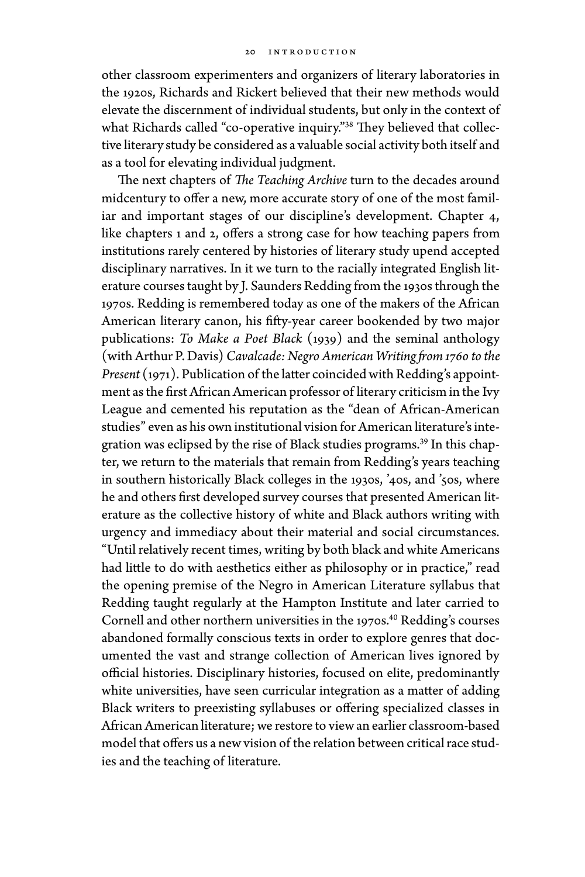other classroom experimenters and organizers of literary laboratories in the 1920s, Richards and Rickert believed that their new methods would elevate the discernment of individual students, but only in the context of what Richards called "co-operative inquiry."[38] They believed that collective literary study be considered as a valuable social activity both itself and as a tool for elevating individual judgment.

The next chapters of *The Teaching Archive* turn to the decades around midcentury to offer a new, more accurate story of one of the most familiar and important stages of our discipline's development. Chapter 4, like chapters 1 and 2, offers a strong case for how teaching papers from institutions rarely centered by histories of literary study upend accepted disciplinary narratives. In it we turn to the racially integrated English literature courses taught by J. Saunders Redding from the 1930s through the 1970s. Redding is remembered today as one of the makers of the African American literary canon, his fifty-year career bookended by two major publications: *To Make a Poet Black* (1939) and the seminal anthology (with Arthur P. Davis) *Cavalcade: Negro American Writing from 1760 to the Present* (1971). Publication of the latter coincided with Redding's appointment as the first African American professor of literary criticism in the Ivy League and cemented his reputation as the "dean of African-American studies" even as his own institutional vision for American literature's integration was eclipsed by the rise of Black studies programs.[39] In this chapter, we return to the materials that remain from Redding's years teaching in southern historically Black colleges in the 1930s, '40s, and '50s, where he and others first developed survey courses that presented American literature as the collective history of white and Black authors writing with urgency and immediacy about their material and social circumstances. "Until relatively recent times, writing by both black and white Americans had little to do with aesthetics either as philosophy or in practice," read the opening premise of the Negro in American Literature syllabus that Redding taught regularly at the Hampton Institute and later carried to Cornell and other northern universities in the 1970s.[40] Redding's courses abandoned formally conscious texts in order to explore genres that documented the vast and strange collection of American lives ignored by official histories. Disciplinary histories, focused on elite, predominantly white universities, have seen curricular integration as a matter of adding Black writers to preexisting syllabuses or offering specialized classes in African American literature; we restore to view an earlier classroom-based model that offers us a new vision of the relation between critical race studies and the teaching of literature.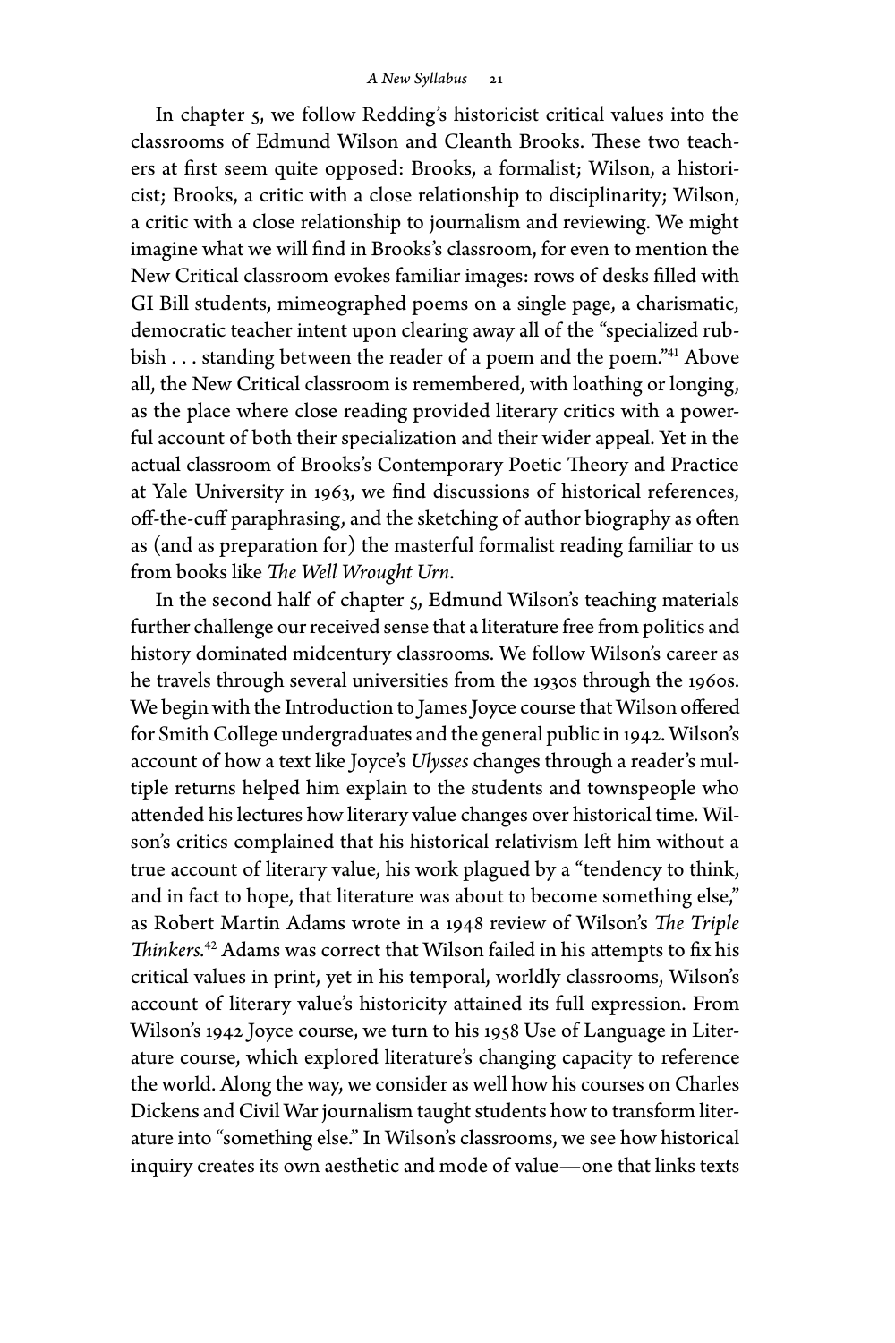In chapter 5, we follow Redding's historicist critical values into the classrooms of Edmund Wilson and Cleanth Brooks. These two teachers at first seem quite opposed: Brooks, a formalist; Wilson, a historicist; Brooks, a critic with a close relationship to disciplinarity; Wilson, a critic with a close relationship to journalism and reviewing. We might imagine what we will find in Brooks's classroom, for even to mention the New Critical classroom evokes familiar images: rows of desks filled with GI Bill students, mimeographed poems on a single page, a charismatic, democratic teacher intent upon clearing away all of the "specialized rubbish . . . standing between the reader of a poem and the poem."[41] Above all, the New Critical classroom is remembered, with loathing or longing, as the place where close reading provided literary critics with a powerful account of both their specialization and their wider appeal. Yet in the actual classroom of Brooks's Contemporary Poetic Theory and Practice at Yale University in 1963, we find discussions of historical references, off-the-cuff paraphrasing, and the sketching of author biography as often as (and as preparation for) the masterful formalist reading familiar to us from books like *The Well Wrought Urn*.

In the second half of chapter 5, Edmund Wilson's teaching materials further challenge our received sense that a literature free from politics and history dominated midcentury classrooms. We follow Wilson's career as he travels through several universities from the 1930s through the 1960s. We begin with the Introduction to James Joyce course that Wilson offered for Smith College undergraduates and the general public in 1942. Wilson's account of how a text like Joyce's *Ulysses* changes through a reader's multiple returns helped him explain to the students and townspeople who attended his lectures how literary value changes over historical time. Wilson's critics complained that his historical relativism left him without a true account of literary value, his work plagued by a "tendency to think, and in fact to hope, that literature was about to become something else," as Robert Martin Adams wrote in a 1948 review of Wilson's *The Triple Thinkers*.[42] Adams was correct that Wilson failed in his attempts to fix his critical values in print, yet in his temporal, worldly classrooms, Wilson's account of literary value's historicity attained its full expression. From Wilson's 1942 Joyce course, we turn to his 1958 Use of Language in Literature course, which explored literature's changing capacity to reference the world. Along the way, we consider as well how his courses on Charles Dickens and Civil War journalism taught students how to transform literature into "something else." In Wilson's classrooms, we see how historical inquiry creates its own aesthetic and mode of value—one that links texts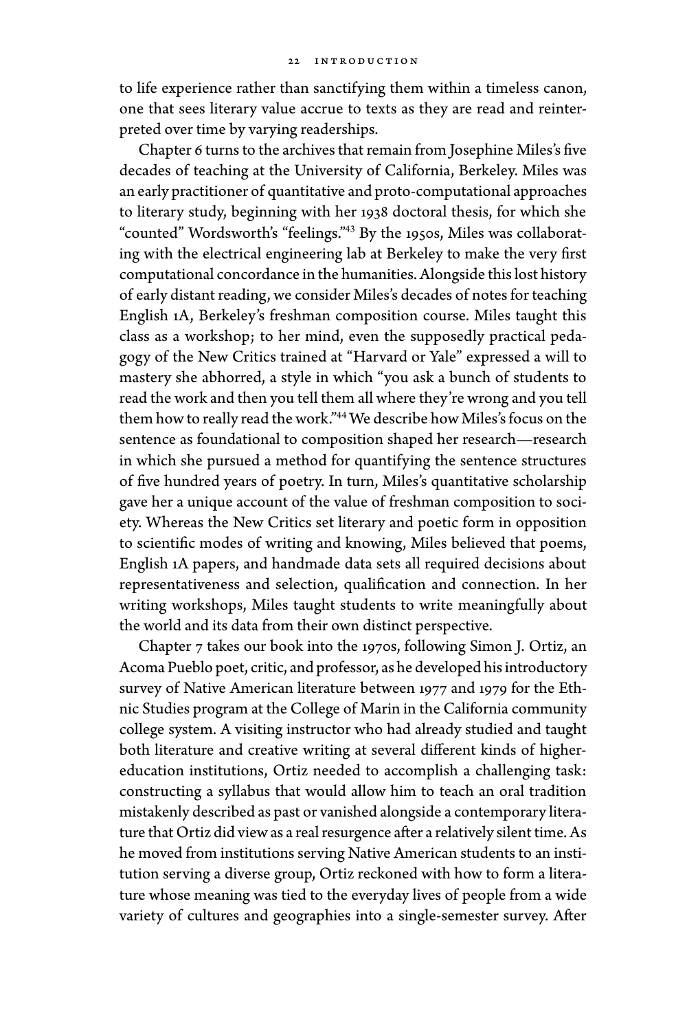to life experience rather than sanctifying them within a timeless canon, one that sees literary value accrue to texts as they are read and reinterpreted over time by varying readerships.

Chapter 6 turns to the archives that remain from Josephine Miles's five decades of teaching at the University of California, Berkeley. Miles was an early practitioner of quantitative and proto-computational approaches to literary study, beginning with her 1938 doctoral thesis, for which she "counted" Wordsworth's "feelings."[43] By the 1950s, Miles was collaborating with the electrical engineering lab at Berkeley to make the very first computational concordance in the humanities. Alongside this lost history of early distant reading, we consider Miles's decades of notes for teaching English 1A, Berkeley's freshman composition course. Miles taught this class as a workshop; to her mind, even the supposedly practical pedagogy of the New Critics trained at "Harvard or Yale" expressed a will to mastery she abhorred, a style in which "you ask a bunch of students to read the work and then you tell them all where they're wrong and you tell them how to really read the work."[44] We describe how Miles's focus on the sentence as foundational to composition shaped her research—research in which she pursued a method for quantifying the sentence structures of five hundred years of poetry. In turn, Miles's quantitative scholarship gave her a unique account of the value of freshman composition to society. Whereas the New Critics set literary and poetic form in opposition to scientific modes of writing and knowing, Miles believed that poems, English 1A papers, and handmade data sets all required decisions about representativeness and selection, qualification and connection. In her writing workshops, Miles taught students to write meaningfully about the world and its data from their own distinct perspective.

Chapter 7 takes our book into the 1970s, following Simon J. Ortiz, an Acoma Pueblo poet, critic, and professor, as he developed his introductory survey of Native American literature between 1977 and 1979 for the Ethnic Studies program at the College of Marin in the California community college system. A visiting instructor who had already studied and taught both literature and creative writing at several different kinds of higher-education institutions, Ortiz needed to accomplish a challenging task: constructing a syllabus that would allow him to teach an oral tradition mistakenly described as past or vanished alongside a contemporary literature that Ortiz did view as a real resurgence after a relatively silent time. As he moved from institutions serving Native American students to an institution serving a diverse group, Ortiz reckoned with how to form a literature whose meaning was tied to the everyday lives of people from a wide variety of cultures and geographies into a single-semester survey. After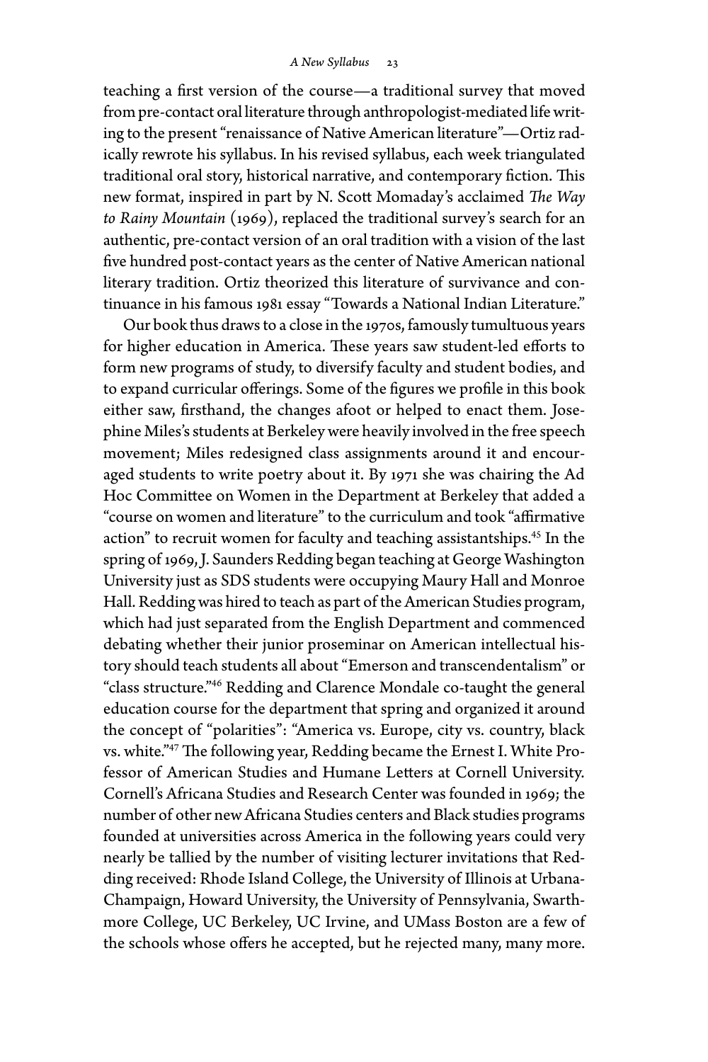teaching a first version of the course—a traditional survey that moved from pre-contact oral literature through anthropologist-mediated life writing to the present "renaissance of Native American literature"—Ortiz radically rewrote his syllabus. In his revised syllabus, each week triangulated traditional oral story, historical narrative, and contemporary fiction. This new format, inspired in part by N. Scott Momaday's acclaimed *The Way to Rainy Mountain* (1969), replaced the traditional survey's search for an authentic, pre-contact version of an oral tradition with a vision of the last five hundred post-contact years as the center of Native American national literary tradition. Ortiz theorized this literature of survivance and continuance in his famous 1981 essay "Towards a National Indian Literature."

Our book thus draws to a close in the 1970s, famously tumultuous years for higher education in America. These years saw student-led efforts to form new programs of study, to diversify faculty and student bodies, and to expand curricular offerings. Some of the figures we profile in this book either saw, firsthand, the changes afoot or helped to enact them. Josephine Miles's students at Berkeley were heavily involved in the free speech movement; Miles redesigned class assignments around it and encouraged students to write poetry about it. By 1971 she was chairing the Ad Hoc Committee on Women in the Department at Berkeley that added a "course on women and literature" to the curriculum and took "affirmative action" to recruit women for faculty and teaching assistantships.[45] In the spring of 1969, J. Saunders Redding began teaching at George Washington University just as SDS students were occupying Maury Hall and Monroe Hall. Redding was hired to teach as part of the American Studies program, which had just separated from the English Department and commenced debating whether their junior proseminar on American intellectual history should teach students all about "Emerson and transcendentalism" or "class structure."[46] Redding and Clarence Mondale co-taught the general education course for the department that spring and organized it around the concept of "polarities": "America vs. Europe, city vs. country, black vs. white."[47] The following year, Redding became the Ernest I. White Professor of American Studies and Humane Letters at Cornell University. Cornell's Africana Studies and Research Center was founded in 1969; the number of other new Africana Studies centers and Black studies programs founded at universities across America in the following years could very nearly be tallied by the number of visiting lecturer invitations that Redding received: Rhode Island College, the University of Illinois at Urbana-Champaign, Howard University, the University of Pennsylvania, Swarthmore College, UC Berkeley, UC Irvine, and UMass Boston are a few of the schools whose offers he accepted, but he rejected many, many more.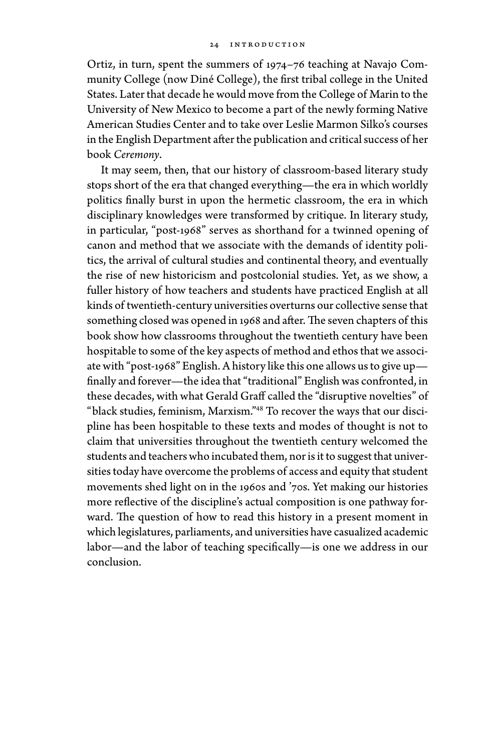Ortiz, in turn, spent the summers of 1974–76 teaching at Navajo Community College (now Diné College), the first tribal college in the United States. Later that decade he would move from the College of Marin to the University of New Mexico to become a part of the newly forming Native American Studies Center and to take over Leslie Marmon Silko's courses in the English Department after the publication and critical success of her book *Ceremony*.

It may seem, then, that our history of classroom-based literary study stops short of the era that changed everything—the era in which worldly politics finally burst in upon the hermetic classroom, the era in which disciplinary knowledges were transformed by critique. In literary study, in particular, "post-1968" serves as shorthand for a twinned opening of canon and method that we associate with the demands of identity politics, the arrival of cultural studies and continental theory, and eventually the rise of new historicism and postcolonial studies. Yet, as we show, a fuller history of how teachers and students have practiced English at all kinds of twentieth-century universities overturns our collective sense that something closed was opened in 1968 and after. The seven chapters of this book show how classrooms throughout the twentieth century have been hospitable to some of the key aspects of method and ethos that we associate with "post-1968" English. A history like this one allows us to give up—finally and forever—the idea that "traditional" English was confronted, in these decades, with what Gerald Graff called the "disruptive novelties" of "black studies, feminism, Marxism."[48] To recover the ways that our discipline has been hospitable to these texts and modes of thought is not to claim that universities throughout the twentieth century welcomed the students and teachers who incubated them, nor is it to suggest that universities today have overcome the problems of access and equity that student movements shed light on in the 1960s and '70s. Yet making our histories more reflective of the discipline's actual composition is one pathway forward. The question of how to read this history in a present moment in which legislatures, parliaments, and universities have casualized academic labor—and the labor of teaching specifically—is one we address in our conclusion.